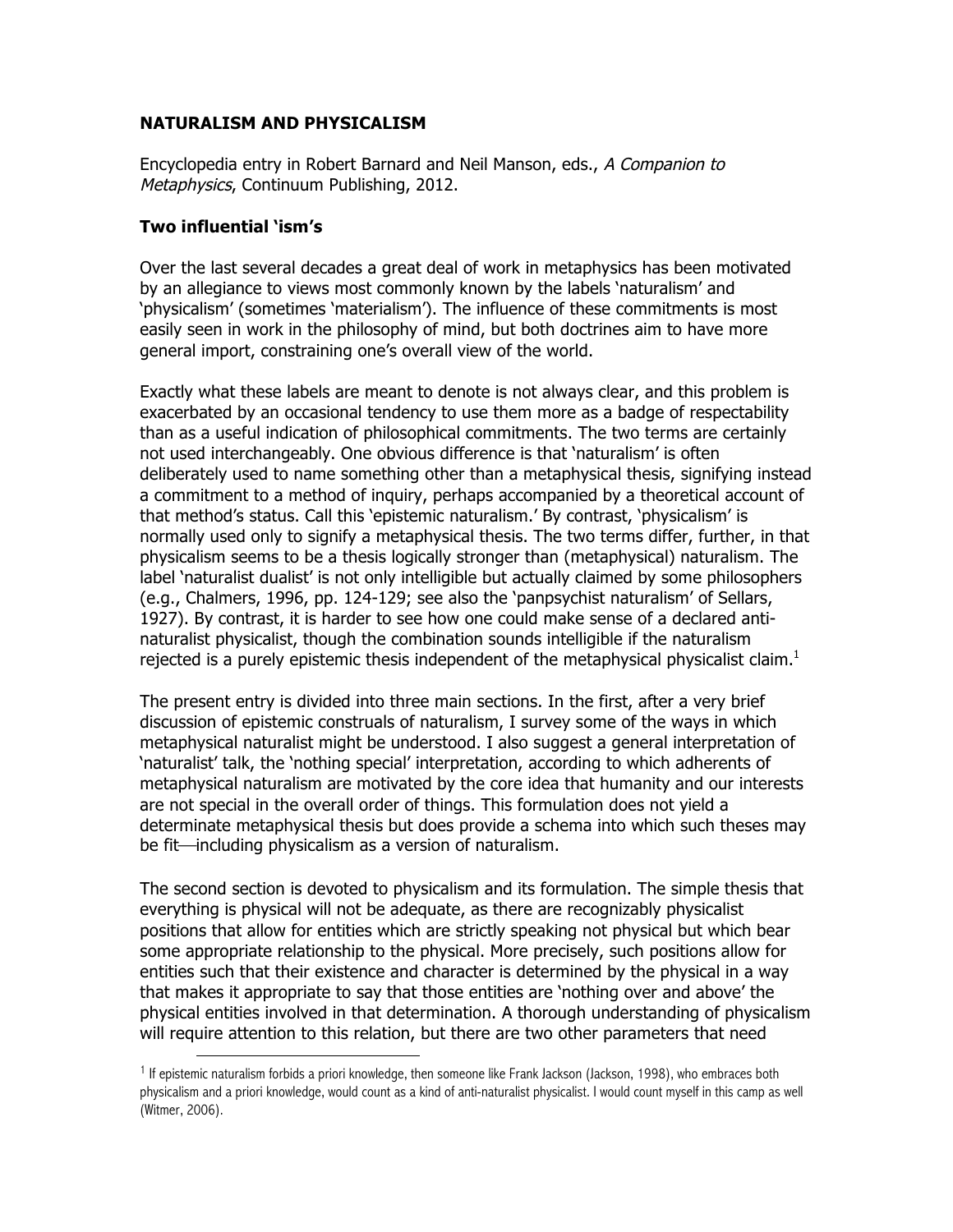# NATURALISM AND PHYSICALISM

Encyclopedia entry in Robert Barnard and Neil Manson, eds., *A Companion to Metaphysics*, Continuum Publishing, 2012.

## Two influential 'ism's

Over the last several decades a great deal of work in metaphysics has been motivated by an allegiance to views most commonly known by the labels 'naturalism' and 'physicalism' (sometimes 'materialism'). The influence of these commitments is most easily seen in work in the philosophy of mind, but both doctrines aim to have more general import, constraining one's overall view of the world.

Exactly what these labels are meant to denote is not always clear, and this problem is exacerbated by an occasional tendency to use them more as a badge of respectability than as a useful indication of philosophical commitments. The two terms are certainly not used interchangeably. One obvious difference is that 'naturalism' is often deliberately used to name something other than a metaphysical thesis, signifying instead a commitment to a method of inquiry, perhaps accompanied by a theoretical account of that method's status. Call this 'epistemic naturalism.' By contrast, 'physicalism' is normally used only to signify a metaphysical thesis. The two terms differ, further, in that physicalism seems to be a thesis logically stronger than (metaphysical) naturalism. The label 'naturalist dualist' is not only intelligible but actually claimed by some philosophers (e.g., Chalmers, 1996, pp. 124-129; see also the 'panpsychist naturalism' of Sellars, 1927). By contrast, it is harder to see how one could make sense of a declared anti-naturalist physicalist, though the combination sounds intelligible if the naturalism rejected is a purely epistemic thesis independent of the metaphysical physicalist claim.[1]

The present entry is divided into three main sections. In the first, after a very brief discussion of epistemic construals of naturalism, I survey some of the ways in which metaphysical naturalist might be understood. I also suggest a general interpretation of 'naturalist' talk, the 'nothing special' interpretation, according to which adherents of metaphysical naturalism are motivated by the core idea that humanity and our interests are not special in the overall order of things. This formulation does not yield a determinate metaphysical thesis but does provide a schema into which such theses may be fit—including physicalism as a version of naturalism.

The second section is devoted to physicalism and its formulation. The simple thesis that everything is physical will not be adequate, as there are recognizably physicalist positions that allow for entities which are strictly speaking not physical but which bear some appropriate relationship to the physical. More precisely, such positions allow for entities such that their existence and character is determined by the physical in a way that makes it appropriate to say that those entities are 'nothing over and above' the physical entities involved in that determination. A thorough understanding of physicalism will require attention to this relation, but there are two other parameters that need

[1] If epistemic naturalism forbids a priori knowledge, then someone like Frank Jackson (Jackson, 1998), who embraces both physicalism and a priori knowledge, would count as a kind of anti-naturalist physicalist. I would count myself in this camp as well (Witmer, 2006).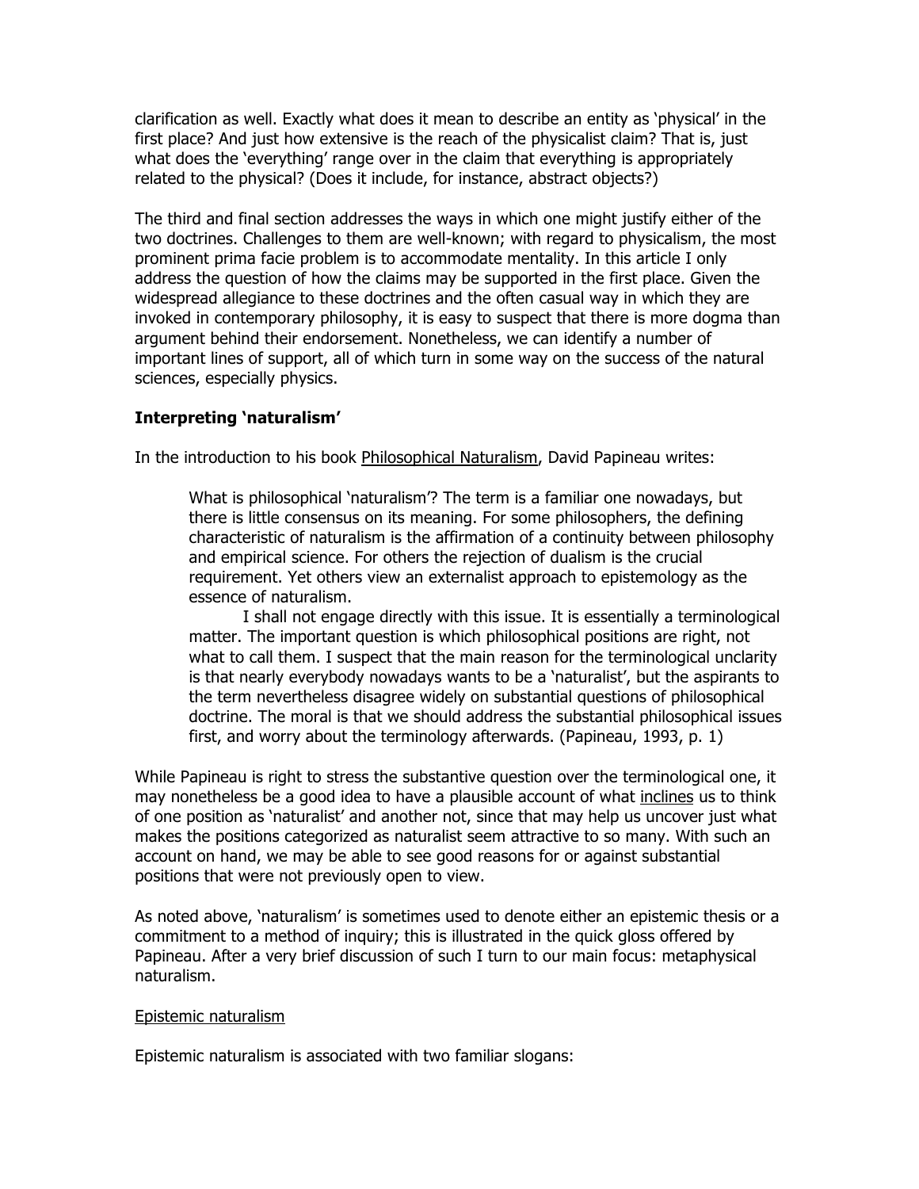clarification as well. Exactly what does it mean to describe an entity as 'physical' in the first place? And just how extensive is the reach of the physicalist claim? That is, just what does the 'everything' range over in the claim that everything is appropriately related to the physical? (Does it include, for instance, abstract objects?)

The third and final section addresses the ways in which one might justify either of the two doctrines. Challenges to them are well-known; with regard to physicalism, the most prominent prima facie problem is to accommodate mentality. In this article I only address the question of how the claims may be supported in the first place. Given the widespread allegiance to these doctrines and the often casual way in which they are invoked in contemporary philosophy, it is easy to suspect that there is more dogma than argument behind their endorsement. Nonetheless, we can identify a number of important lines of support, all of which turn in some way on the success of the natural sciences, especially physics.

## Interpreting 'naturalism'

In the introduction to his book Philosophical Naturalism, David Papineau writes:

> What is philosophical 'naturalism'? The term is a familiar one nowadays, but there is little consensus on its meaning. For some philosophers, the defining characteristic of naturalism is the affirmation of a continuity between philosophy and empirical science. For others the rejection of dualism is the crucial requirement. Yet others view an externalist approach to epistemology as the essence of naturalism.
>
> I shall not engage directly with this issue. It is essentially a terminological matter. The important question is which philosophical positions are right, not what to call them. I suspect that the main reason for the terminological unclarity is that nearly everybody nowadays wants to be a 'naturalist', but the aspirants to the term nevertheless disagree widely on substantial questions of philosophical doctrine. The moral is that we should address the substantial philosophical issues first, and worry about the terminology afterwards. (Papineau, 1993, p. 1)

While Papineau is right to stress the substantive question over the terminological one, it may nonetheless be a good idea to have a plausible account of what inclines us to think of one position as 'naturalist' and another not, since that may help us uncover just what makes the positions categorized as naturalist seem attractive to so many. With such an account on hand, we may be able to see good reasons for or against substantial positions that were not previously open to view.

As noted above, 'naturalism' is sometimes used to denote either an epistemic thesis or a commitment to a method of inquiry; this is illustrated in the quick gloss offered by Papineau. After a very brief discussion of such I turn to our main focus: metaphysical naturalism.

### Epistemic naturalism

Epistemic naturalism is associated with two familiar slogans: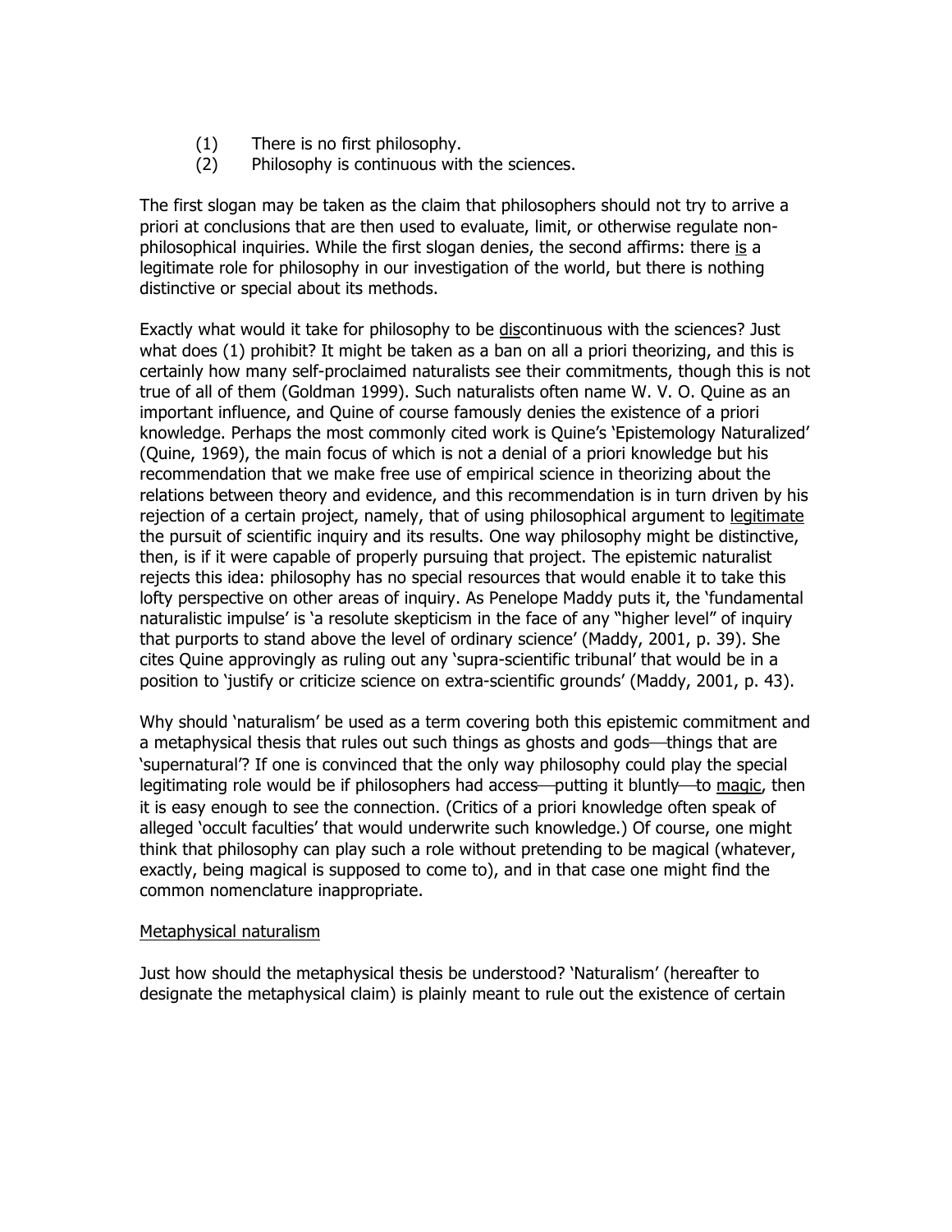(1) There is no first philosophy.
(2) Philosophy is continuous with the sciences.

The first slogan may be taken as the claim that philosophers should not try to arrive a priori at conclusions that are then used to evaluate, limit, or otherwise regulate non-philosophical inquiries. While the first slogan denies, the second affirms: there is a legitimate role for philosophy in our investigation of the world, but there is nothing distinctive or special about its methods.

Exactly what would it take for philosophy to be discontinuous with the sciences? Just what does (1) prohibit? It might be taken as a ban on all a priori theorizing, and this is certainly how many self-proclaimed naturalists see their commitments, though this is not true of all of them (Goldman 1999). Such naturalists often name W. V. O. Quine as an important influence, and Quine of course famously denies the existence of a priori knowledge. Perhaps the most commonly cited work is Quine's 'Epistemology Naturalized' (Quine, 1969), the main focus of which is not a denial of a priori knowledge but his recommendation that we make free use of empirical science in theorizing about the relations between theory and evidence, and this recommendation is in turn driven by his rejection of a certain project, namely, that of using philosophical argument to legitimate the pursuit of scientific inquiry and its results. One way philosophy might be distinctive, then, is if it were capable of properly pursuing that project. The epistemic naturalist rejects this idea: philosophy has no special resources that would enable it to take this lofty perspective on other areas of inquiry. As Penelope Maddy puts it, the 'fundamental naturalistic impulse' is 'a resolute skepticism in the face of any "higher level" of inquiry that purports to stand above the level of ordinary science' (Maddy, 2001, p. 39). She cites Quine approvingly as ruling out any 'supra-scientific tribunal' that would be in a position to 'justify or criticize science on extra-scientific grounds' (Maddy, 2001, p. 43).

Why should 'naturalism' be used as a term covering both this epistemic commitment and a metaphysical thesis that rules out such things as ghosts and gods—things that are 'supernatural'? If one is convinced that the only way philosophy could play the special legitimating role would be if philosophers had access—putting it bluntly—to magic, then it is easy enough to see the connection. (Critics of a priori knowledge often speak of alleged 'occult faculties' that would underwrite such knowledge.) Of course, one might think that philosophy can play such a role without pretending to be magical (whatever, exactly, being magical is supposed to come to), and in that case one might find the common nomenclature inappropriate.

## Metaphysical naturalism

Just how should the metaphysical thesis be understood? 'Naturalism' (hereafter to designate the metaphysical claim) is plainly meant to rule out the existence of certain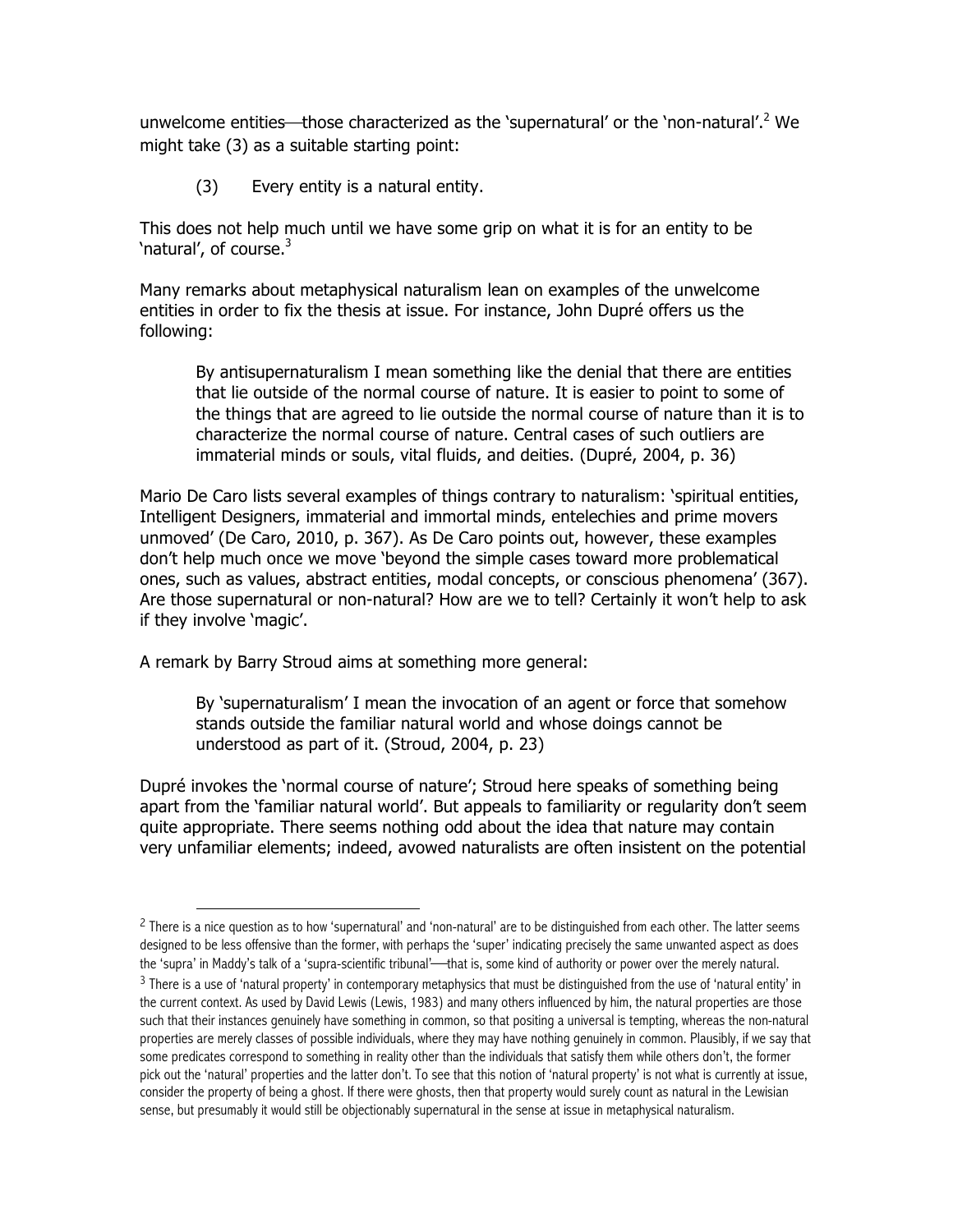unwelcome entities—those characterized as the 'supernatural' or the 'non-natural'.[2] We might take (3) as a suitable starting point:

(3) Every entity is a natural entity.

This does not help much until we have some grip on what it is for an entity to be 'natural', of course.[3]

Many remarks about metaphysical naturalism lean on examples of the unwelcome entities in order to fix the thesis at issue. For instance, John Dupré offers us the following:

> By antisupernaturalism I mean something like the denial that there are entities that lie outside of the normal course of nature. It is easier to point to some of the things that are agreed to lie outside the normal course of nature than it is to characterize the normal course of nature. Central cases of such outliers are immaterial minds or souls, vital fluids, and deities. (Dupré, 2004, p. 36)

Mario De Caro lists several examples of things contrary to naturalism: 'spiritual entities, Intelligent Designers, immaterial and immortal minds, entelechies and prime movers unmoved' (De Caro, 2010, p. 367). As De Caro points out, however, these examples don't help much once we move 'beyond the simple cases toward more problematical ones, such as values, abstract entities, modal concepts, or conscious phenomena' (367). Are those supernatural or non-natural? How are we to tell? Certainly it won't help to ask if they involve 'magic'.

A remark by Barry Stroud aims at something more general:

> By 'supernaturalism' I mean the invocation of an agent or force that somehow stands outside the familiar natural world and whose doings cannot be understood as part of it. (Stroud, 2004, p. 23)

Dupré invokes the 'normal course of nature'; Stroud here speaks of something being apart from the 'familiar natural world'. But appeals to familiarity or regularity don't seem quite appropriate. There seems nothing odd about the idea that nature may contain very unfamiliar elements; indeed, avowed naturalists are often insistent on the potential

---

[2] There is a nice question as to how 'supernatural' and 'non-natural' are to be distinguished from each other. The latter seems designed to be less offensive than the former, with perhaps the 'super' indicating precisely the same unwanted aspect as does the 'supra' in Maddy's talk of a 'supra-scientific tribunal'—that is, some kind of authority or power over the merely natural.

[3] There is a use of 'natural property' in contemporary metaphysics that must be distinguished from the use of 'natural entity' in the current context. As used by David Lewis (Lewis, 1983) and many others influenced by him, the natural properties are those such that their instances genuinely have something in common, so that positing a universal is tempting, whereas the non-natural properties are merely classes of possible individuals, where they may have nothing genuinely in common. Plausibly, if we say that some predicates correspond to something in reality other than the individuals that satisfy them while others don't, the former pick out the 'natural' properties and the latter don't. To see that this notion of 'natural property' is not what is currently at issue, consider the property of being a ghost. If there were ghosts, then that property would surely count as natural in the Lewisian sense, but presumably it would still be objectionably supernatural in the sense at issue in metaphysical naturalism.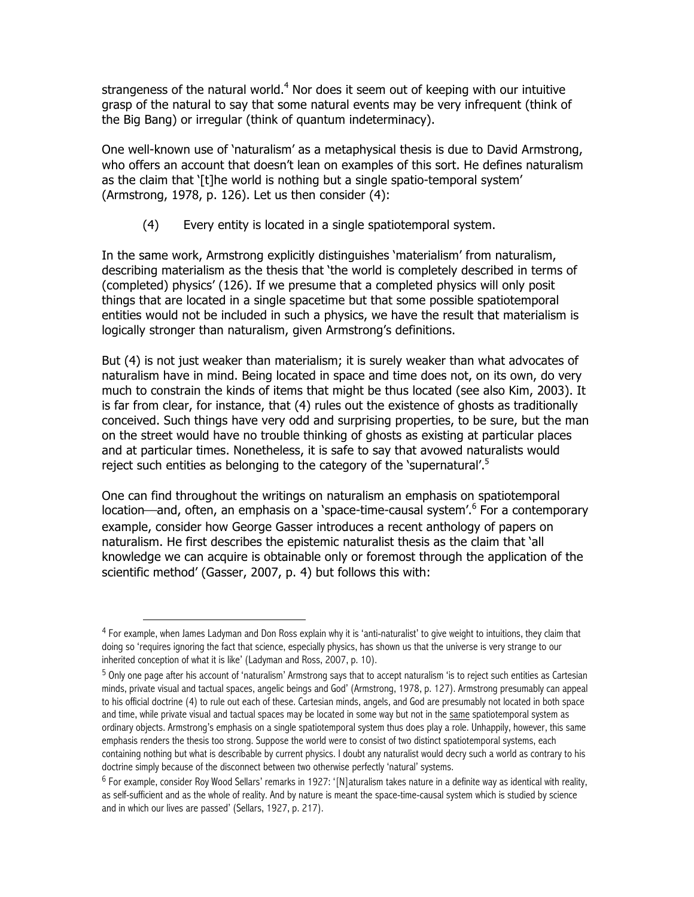strangeness of the natural world.[4] Nor does it seem out of keeping with our intuitive grasp of the natural to say that some natural events may be very infrequent (think of the Big Bang) or irregular (think of quantum indeterminacy).

One well-known use of 'naturalism' as a metaphysical thesis is due to David Armstrong, who offers an account that doesn't lean on examples of this sort. He defines naturalism as the claim that '[t]he world is nothing but a single spatio-temporal system' (Armstrong, 1978, p. 126). Let us then consider (4):

(4) Every entity is located in a single spatiotemporal system.

In the same work, Armstrong explicitly distinguishes 'materialism' from naturalism, describing materialism as the thesis that 'the world is completely described in terms of (completed) physics' (126). If we presume that a completed physics will only posit things that are located in a single spacetime but that some possible spatiotemporal entities would not be included in such a physics, we have the result that materialism is logically stronger than naturalism, given Armstrong's definitions.

But (4) is not just weaker than materialism; it is surely weaker than what advocates of naturalism have in mind. Being located in space and time does not, on its own, do very much to constrain the kinds of items that might be thus located (see also Kim, 2003). It is far from clear, for instance, that (4) rules out the existence of ghosts as traditionally conceived. Such things have very odd and surprising properties, to be sure, but the man on the street would have no trouble thinking of ghosts as existing at particular places and at particular times. Nonetheless, it is safe to say that avowed naturalists would reject such entities as belonging to the category of the 'supernatural'.[5]

One can find throughout the writings on naturalism an emphasis on spatiotemporal location—and, often, an emphasis on a 'space-time-causal system'.[6] For a contemporary example, consider how George Gasser introduces a recent anthology of papers on naturalism. He first describes the epistemic naturalist thesis as the claim that 'all knowledge we can acquire is obtainable only or foremost through the application of the scientific method' (Gasser, 2007, p. 4) but follows this with:

---

[4] For example, when James Ladyman and Don Ross explain why it is 'anti-naturalist' to give weight to intuitions, they claim that doing so 'requires ignoring the fact that science, especially physics, has shown us that the universe is very strange to our inherited conception of what it is like' (Ladyman and Ross, 2007, p. 10).

[5] Only one page after his account of 'naturalism' Armstrong says that to accept naturalism 'is to reject such entities as Cartesian minds, private visual and tactual spaces, angelic beings and God' (Armstrong, 1978, p. 127). Armstrong presumably can appeal to his official doctrine (4) to rule out each of these. Cartesian minds, angels, and God are presumably not located in both space and time, while private visual and tactual spaces may be located in some way but not in the same spatiotemporal system as ordinary objects. Armstrong's emphasis on a single spatiotemporal system thus does play a role. Unhappily, however, this same emphasis renders the thesis too strong. Suppose the world were to consist of two distinct spatiotemporal systems, each containing nothing but what is describable by current physics. I doubt any naturalist would decry such a world as contrary to his doctrine simply because of the disconnect between two otherwise perfectly 'natural' systems.

[6] For example, consider Roy Wood Sellars' remarks in 1927: '[N]aturalism takes nature in a definite way as identical with reality, as self-sufficient and as the whole of reality. And by nature is meant the space-time-causal system which is studied by science and in which our lives are passed' (Sellars, 1927, p. 217).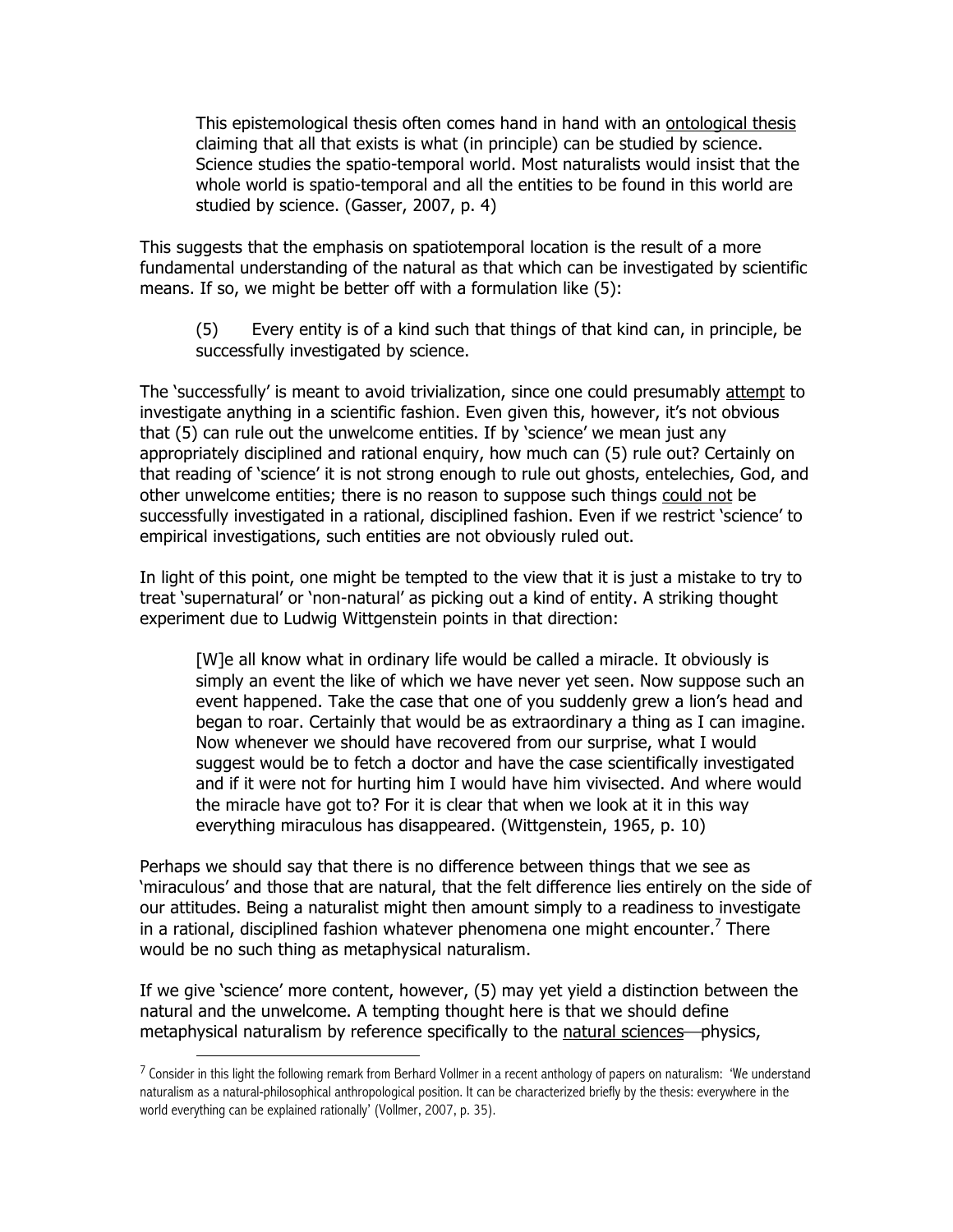> This epistemological thesis often comes hand in hand with an ontological thesis claiming that all that exists is what (in principle) can be studied by science. Science studies the spatio-temporal world. Most naturalists would insist that the whole world is spatio-temporal and all the entities to be found in this world are studied by science. (Gasser, 2007, p. 4)

This suggests that the emphasis on spatiotemporal location is the result of a more fundamental understanding of the natural as that which can be investigated by scientific means. If so, we might be better off with a formulation like (5):

> (5) Every entity is of a kind such that things of that kind can, in principle, be successfully investigated by science.

The 'successfully' is meant to avoid trivialization, since one could presumably attempt to investigate anything in a scientific fashion. Even given this, however, it's not obvious that (5) can rule out the unwelcome entities. If by 'science' we mean just any appropriately disciplined and rational enquiry, how much can (5) rule out? Certainly on that reading of 'science' it is not strong enough to rule out ghosts, entelechies, God, and other unwelcome entities; there is no reason to suppose such things could not be successfully investigated in a rational, disciplined fashion. Even if we restrict 'science' to empirical investigations, such entities are not obviously ruled out.

In light of this point, one might be tempted to the view that it is just a mistake to try to treat 'supernatural' or 'non-natural' as picking out a kind of entity. A striking thought experiment due to Ludwig Wittgenstein points in that direction:

> [W]e all know what in ordinary life would be called a miracle. It obviously is simply an event the like of which we have never yet seen. Now suppose such an event happened. Take the case that one of you suddenly grew a lion's head and began to roar. Certainly that would be as extraordinary a thing as I can imagine. Now whenever we should have recovered from our surprise, what I would suggest would be to fetch a doctor and have the case scientifically investigated and if it were not for hurting him I would have him vivisected. And where would the miracle have got to? For it is clear that when we look at it in this way everything miraculous has disappeared. (Wittgenstein, 1965, p. 10)

Perhaps we should say that there is no difference between things that we see as 'miraculous' and those that are natural, that the felt difference lies entirely on the side of our attitudes. Being a naturalist might then amount simply to a readiness to investigate in a rational, disciplined fashion whatever phenomena one might encounter.[7] There would be no such thing as metaphysical naturalism.

If we give 'science' more content, however, (5) may yet yield a distinction between the natural and the unwelcome. A tempting thought here is that we should define metaphysical naturalism by reference specifically to the natural sciences—physics,

---

[7] Consider in this light the following remark from Berhard Vollmer in a recent anthology of papers on naturalism: 'We understand naturalism as a natural-philosophical anthropological position. It can be characterized briefly by the thesis: everywhere in the world everything can be explained rationally' (Vollmer, 2007, p. 35).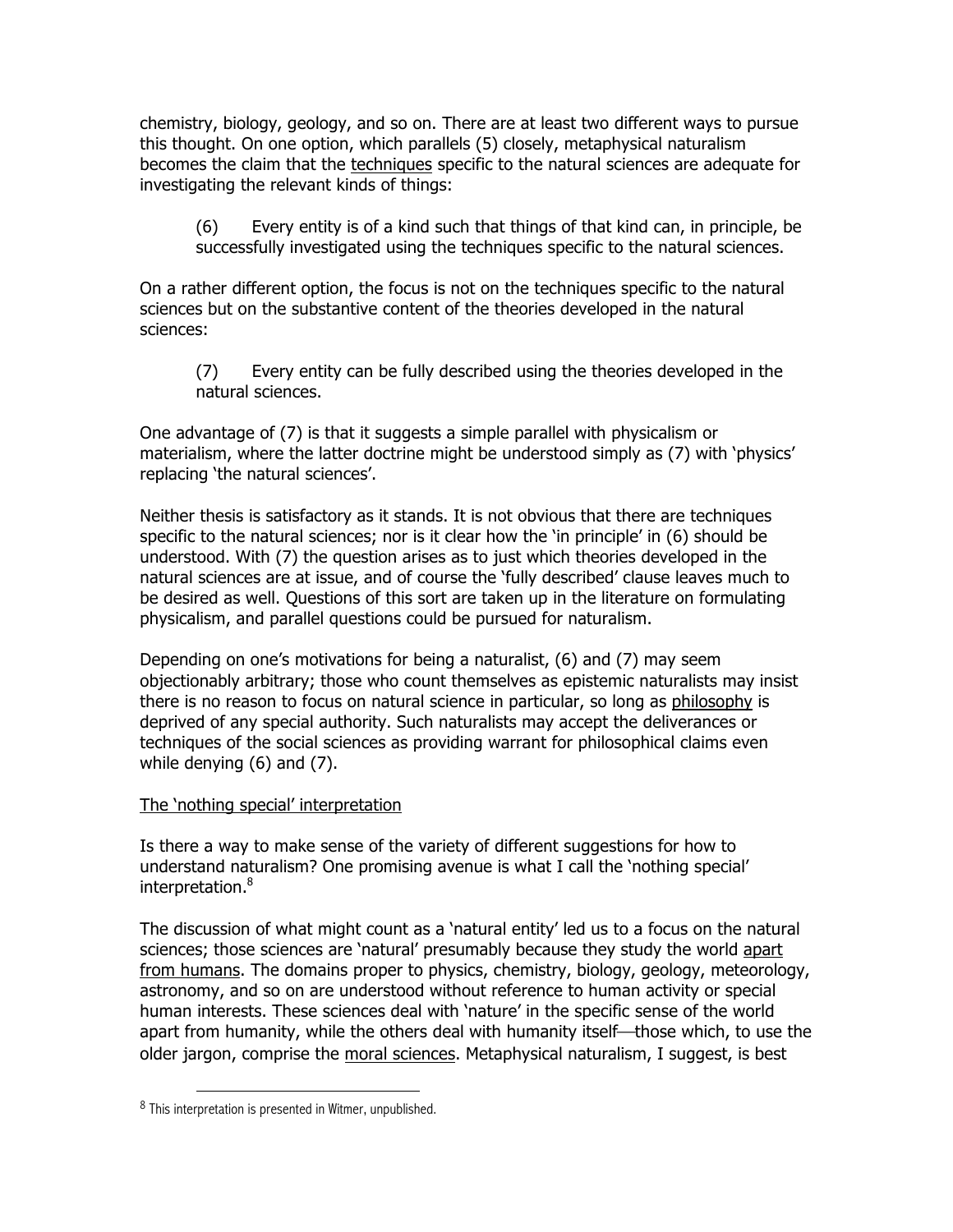chemistry, biology, geology, and so on. There are at least two different ways to pursue this thought. On one option, which parallels (5) closely, metaphysical naturalism becomes the claim that the techniques specific to the natural sciences are adequate for investigating the relevant kinds of things:

> (6) Every entity is of a kind such that things of that kind can, in principle, be successfully investigated using the techniques specific to the natural sciences.

On a rather different option, the focus is not on the techniques specific to the natural sciences but on the substantive content of the theories developed in the natural sciences:

> (7) Every entity can be fully described using the theories developed in the natural sciences.

One advantage of (7) is that it suggests a simple parallel with physicalism or materialism, where the latter doctrine might be understood simply as (7) with 'physics' replacing 'the natural sciences'.

Neither thesis is satisfactory as it stands. It is not obvious that there are techniques specific to the natural sciences; nor is it clear how the 'in principle' in (6) should be understood. With (7) the question arises as to just which theories developed in the natural sciences are at issue, and of course the 'fully described' clause leaves much to be desired as well. Questions of this sort are taken up in the literature on formulating physicalism, and parallel questions could be pursued for naturalism.

Depending on one's motivations for being a naturalist, (6) and (7) may seem objectionably arbitrary; those who count themselves as epistemic naturalists may insist there is no reason to focus on natural science in particular, so long as philosophy is deprived of any special authority. Such naturalists may accept the deliverances or techniques of the social sciences as providing warrant for philosophical claims even while denying (6) and (7).

## The 'nothing special' interpretation

Is there a way to make sense of the variety of different suggestions for how to understand naturalism? One promising avenue is what I call the 'nothing special' interpretation.[8]

The discussion of what might count as a 'natural entity' led us to a focus on the natural sciences; those sciences are 'natural' presumably because they study the world apart from humans. The domains proper to physics, chemistry, biology, geology, meteorology, astronomy, and so on are understood without reference to human activity or special human interests. These sciences deal with 'nature' in the specific sense of the world apart from humanity, while the others deal with humanity itself—those which, to use the older jargon, comprise the moral sciences. Metaphysical naturalism, I suggest, is best

[8] This interpretation is presented in Witmer, unpublished.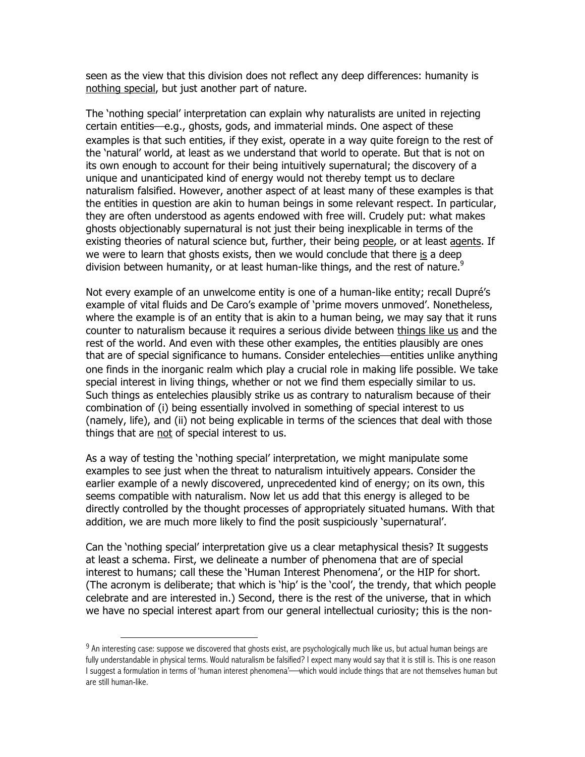seen as the view that this division does not reflect any deep differences: humanity is <u>nothing special</u>, but just another part of nature.

The 'nothing special' interpretation can explain why naturalists are united in rejecting certain entities—e.g., ghosts, gods, and immaterial minds. One aspect of these examples is that such entities, if they exist, operate in a way quite foreign to the rest of the 'natural' world, at least as we understand that world to operate. But that is not on its own enough to account for their being intuitively supernatural; the discovery of a unique and unanticipated kind of energy would not thereby tempt us to declare naturalism falsified. However, another aspect of at least many of these examples is that the entities in question are akin to human beings in some relevant respect. In particular, they are often understood as agents endowed with free will. Crudely put: what makes ghosts objectionably supernatural is not just their being inexplicable in terms of the existing theories of natural science but, further, their being <u>people</u>, or at least <u>agents</u>. If we were to learn that ghosts exists, then we would conclude that there <u>is</u> a deep division between humanity, or at least human-like things, and the rest of nature.[9]

Not every example of an unwelcome entity is one of a human-like entity; recall Dupré's example of vital fluids and De Caro's example of 'prime movers unmoved'. Nonetheless, where the example is of an entity that is akin to a human being, we may say that it runs counter to naturalism because it requires a serious divide between <u>things like us</u> and the rest of the world. And even with these other examples, the entities plausibly are ones that are of special significance to humans. Consider entelechies—entities unlike anything one finds in the inorganic realm which play a crucial role in making life possible. We take special interest in living things, whether or not we find them especially similar to us. Such things as entelechies plausibly strike us as contrary to naturalism because of their combination of (i) being essentially involved in something of special interest to us (namely, life), and (ii) not being explicable in terms of the sciences that deal with those things that are <u>not</u> of special interest to us.

As a way of testing the 'nothing special' interpretation, we might manipulate some examples to see just when the threat to naturalism intuitively appears. Consider the earlier example of a newly discovered, unprecedented kind of energy; on its own, this seems compatible with naturalism. Now let us add that this energy is alleged to be directly controlled by the thought processes of appropriately situated humans. With that addition, we are much more likely to find the posit suspiciously 'supernatural'.

Can the 'nothing special' interpretation give us a clear metaphysical thesis? It suggests at least a schema. First, we delineate a number of phenomena that are of special interest to humans; call these the 'Human Interest Phenomena', or the HIP for short. (The acronym is deliberate; that which is 'hip' is the 'cool', the trendy, that which people celebrate and are interested in.) Second, there is the rest of the universe, that in which we have no special interest apart from our general intellectual curiosity; this is the non-

[9] An interesting case: suppose we discovered that ghosts exist, are psychologically much like us, but actual human beings are fully understandable in physical terms. Would naturalism be falsified? I expect many would say that it is still is. This is one reason I suggest a formulation in terms of 'human interest phenomena'—which would include things that are not themselves human but are still human-like.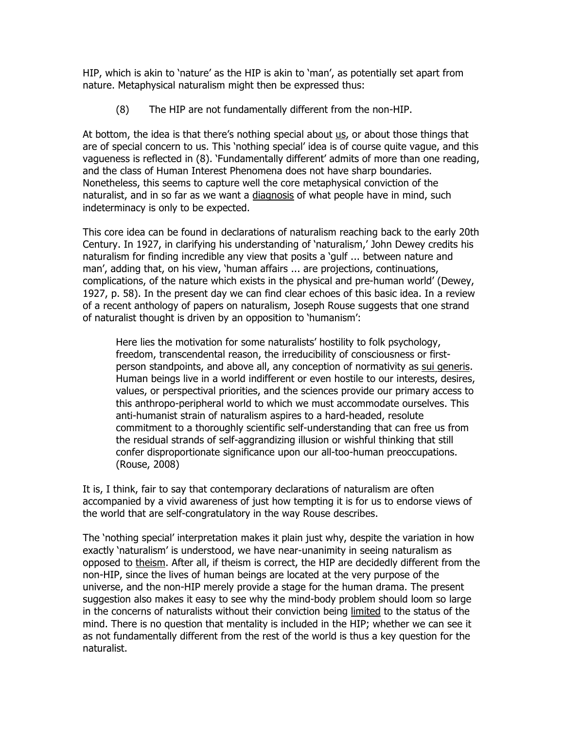HIP, which is akin to 'nature' as the HIP is akin to 'man', as potentially set apart from nature. Metaphysical naturalism might then be expressed thus:

> (8) The HIP are not fundamentally different from the non-HIP.

At bottom, the idea is that there's nothing special about us, or about those things that are of special concern to us. This 'nothing special' idea is of course quite vague, and this vagueness is reflected in (8). 'Fundamentally different' admits of more than one reading, and the class of Human Interest Phenomena does not have sharp boundaries. Nonetheless, this seems to capture well the core metaphysical conviction of the naturalist, and in so far as we want a diagnosis of what people have in mind, such indeterminacy is only to be expected.

This core idea can be found in declarations of naturalism reaching back to the early 20th Century. In 1927, in clarifying his understanding of 'naturalism,' John Dewey credits his naturalism for finding incredible any view that posits a 'gulf ... between nature and man', adding that, on his view, 'human affairs ... are projections, continuations, complications, of the nature which exists in the physical and pre-human world' (Dewey, 1927, p. 58). In the present day we can find clear echoes of this basic idea. In a review of a recent anthology of papers on naturalism, Joseph Rouse suggests that one strand of naturalist thought is driven by an opposition to 'humanism':

> Here lies the motivation for some naturalists' hostility to folk psychology, freedom, transcendental reason, the irreducibility of consciousness or first-person standpoints, and above all, any conception of normativity as sui generis. Human beings live in a world indifferent or even hostile to our interests, desires, values, or perspectival priorities, and the sciences provide our primary access to this anthropo-peripheral world to which we must accommodate ourselves. This anti-humanist strain of naturalism aspires to a hard-headed, resolute commitment to a thoroughly scientific self-understanding that can free us from the residual strands of self-aggrandizing illusion or wishful thinking that still confer disproportionate significance upon our all-too-human preoccupations. (Rouse, 2008)

It is, I think, fair to say that contemporary declarations of naturalism are often accompanied by a vivid awareness of just how tempting it is for us to endorse views of the world that are self-congratulatory in the way Rouse describes.

The 'nothing special' interpretation makes it plain just why, despite the variation in how exactly 'naturalism' is understood, we have near-unanimity in seeing naturalism as opposed to theism. After all, if theism is correct, the HIP are decidedly different from the non-HIP, since the lives of human beings are located at the very purpose of the universe, and the non-HIP merely provide a stage for the human drama. The present suggestion also makes it easy to see why the mind-body problem should loom so large in the concerns of naturalists without their conviction being limited to the status of the mind. There is no question that mentality is included in the HIP; whether we can see it as not fundamentally different from the rest of the world is thus a key question for the naturalist.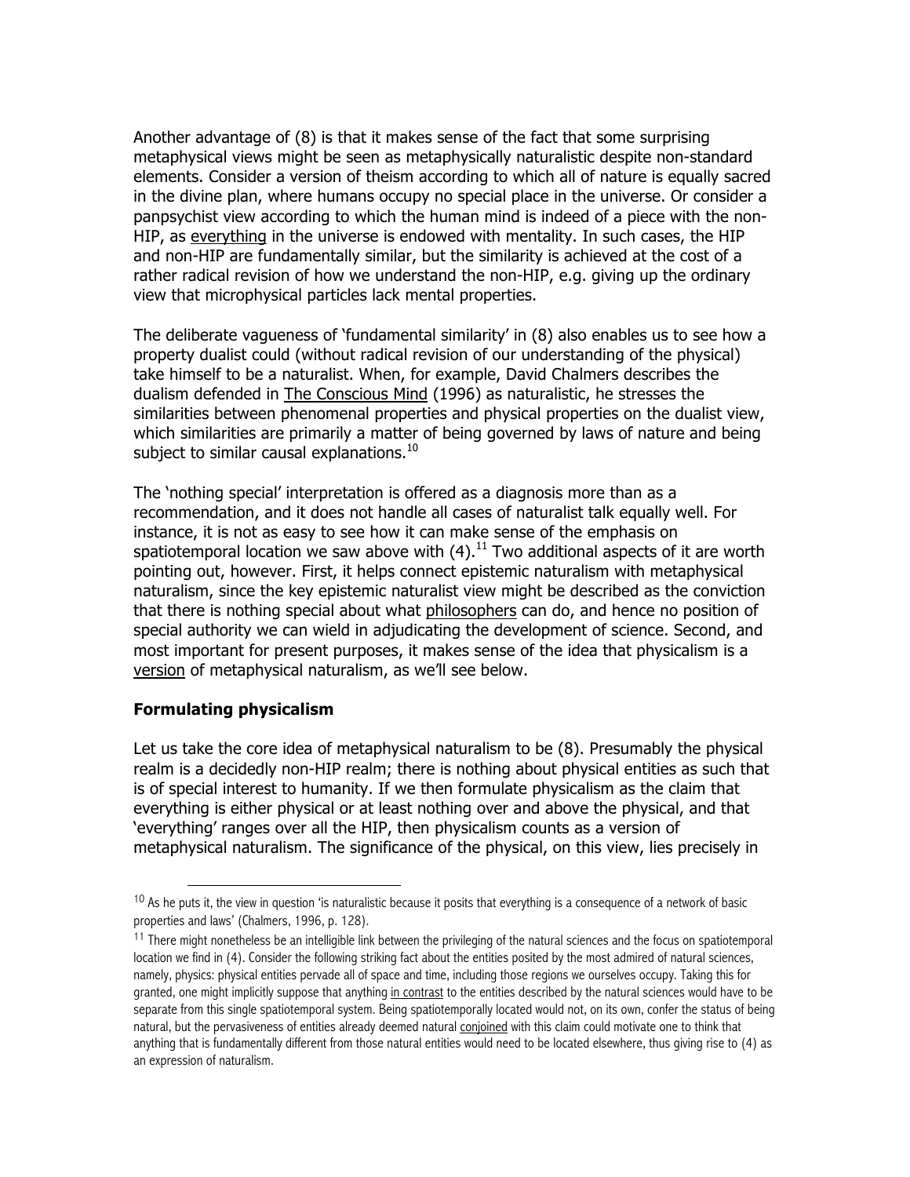Another advantage of (8) is that it makes sense of the fact that some surprising metaphysical views might be seen as metaphysically naturalistic despite non-standard elements. Consider a version of theism according to which all of nature is equally sacred in the divine plan, where humans occupy no special place in the universe. Or consider a panpsychist view according to which the human mind is indeed of a piece with the non-HIP, as <u>everything</u> in the universe is endowed with mentality. In such cases, the HIP and non-HIP are fundamentally similar, but the similarity is achieved at the cost of a rather radical revision of how we understand the non-HIP, e.g. giving up the ordinary view that microphysical particles lack mental properties.

The deliberate vagueness of 'fundamental similarity' in (8) also enables us to see how a property dualist could (without radical revision of our understanding of the physical) take himself to be a naturalist. When, for example, David Chalmers describes the dualism defended in <u>The Conscious Mind</u> (1996) as naturalistic, he stresses the similarities between phenomenal properties and physical properties on the dualist view, which similarities are primarily a matter of being governed by laws of nature and being subject to similar causal explanations.[10]

The 'nothing special' interpretation is offered as a diagnosis more than as a recommendation, and it does not handle all cases of naturalist talk equally well. For instance, it is not as easy to see how it can make sense of the emphasis on spatiotemporal location we saw above with (4).[11] Two additional aspects of it are worth pointing out, however. First, it helps connect epistemic naturalism with metaphysical naturalism, since the key epistemic naturalist view might be described as the conviction that there is nothing special about what <u>philosophers</u> can do, and hence no position of special authority we can wield in adjudicating the development of science. Second, and most important for present purposes, it makes sense of the idea that physicalism is a <u>version</u> of metaphysical naturalism, as we'll see below.

## Formulating physicalism

Let us take the core idea of metaphysical naturalism to be (8). Presumably the physical realm is a decidedly non-HIP realm; there is nothing about physical entities as such that is of special interest to humanity. If we then formulate physicalism as the claim that everything is either physical or at least nothing over and above the physical, and that 'everything' ranges over all the HIP, then physicalism counts as a version of metaphysical naturalism. The significance of the physical, on this view, lies precisely in

---

[10] As he puts it, the view in question 'is naturalistic because it posits that everything is a consequence of a network of basic properties and laws' (Chalmers, 1996, p. 128).

[11] There might nonetheless be an intelligible link between the privileging of the natural sciences and the focus on spatiotemporal location we find in (4). Consider the following striking fact about the entities posited by the most admired of natural sciences, namely, physics: physical entities pervade all of space and time, including those regions we ourselves occupy. Taking this for granted, one might implicitly suppose that anything <u>in contrast</u> to the entities described by the natural sciences would have to be separate from this single spatiotemporal system. Being spatiotemporally located would not, on its own, confer the status of being natural, but the pervasiveness of entities already deemed natural <u>conjoined</u> with this claim could motivate one to think that anything that is fundamentally different from those natural entities would need to be located elsewhere, thus giving rise to (4) as an expression of naturalism.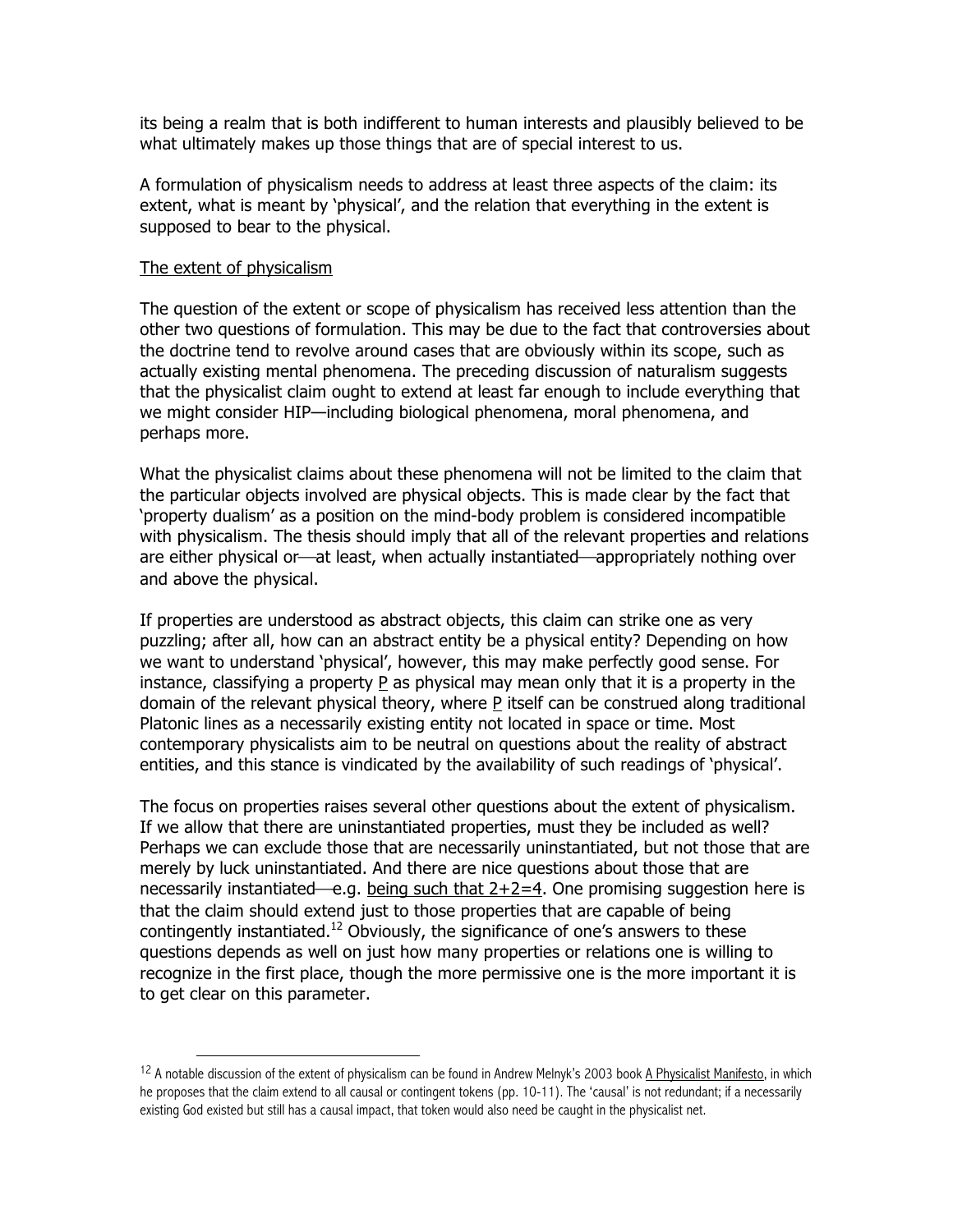its being a realm that is both indifferent to human interests and plausibly believed to be what ultimately makes up those things that are of special interest to us.

A formulation of physicalism needs to address at least three aspects of the claim: its extent, what is meant by 'physical', and the relation that everything in the extent is supposed to bear to the physical.

<u>The extent of physicalism</u>

The question of the extent or scope of physicalism has received less attention than the other two questions of formulation. This may be due to the fact that controversies about the doctrine tend to revolve around cases that are obviously within its scope, such as actually existing mental phenomena. The preceding discussion of naturalism suggests that the physicalist claim ought to extend at least far enough to include everything that we might consider HIP—including biological phenomena, moral phenomena, and perhaps more.

What the physicalist claims about these phenomena will not be limited to the claim that the particular objects involved are physical objects. This is made clear by the fact that 'property dualism' as a position on the mind-body problem is considered incompatible with physicalism. The thesis should imply that all of the relevant properties and relations are either physical or—at least, when actually instantiated—appropriately nothing over and above the physical.

If properties are understood as abstract objects, this claim can strike one as very puzzling; after all, how can an abstract entity be a physical entity? Depending on how we want to understand 'physical', however, this may make perfectly good sense. For instance, classifying a property <u>P</u> as physical may mean only that it is a property in the domain of the relevant physical theory, where <u>P</u> itself can be construed along traditional Platonic lines as a necessarily existing entity not located in space or time. Most contemporary physicalists aim to be neutral on questions about the reality of abstract entities, and this stance is vindicated by the availability of such readings of 'physical'.

The focus on properties raises several other questions about the extent of physicalism. If we allow that there are uninstantiated properties, must they be included as well? Perhaps we can exclude those that are necessarily uninstantiated, but not those that are merely by luck uninstantiated. And there are nice questions about those that are necessarily instantiated—e.g. <u>being such that 2+2=4</u>. One promising suggestion here is that the claim should extend just to those properties that are capable of being contingently instantiated.[12] Obviously, the significance of one's answers to these questions depends as well on just how many properties or relations one is willing to recognize in the first place, though the more permissive one is the more important it is to get clear on this parameter.

---

[12] A notable discussion of the extent of physicalism can be found in Andrew Melnyk's 2003 book <u>A Physicalist Manifesto</u>, in which he proposes that the claim extend to all causal or contingent tokens (pp. 10-11). The 'causal' is not redundant; if a necessarily existing God existed but still has a causal impact, that token would also need be caught in the physicalist net.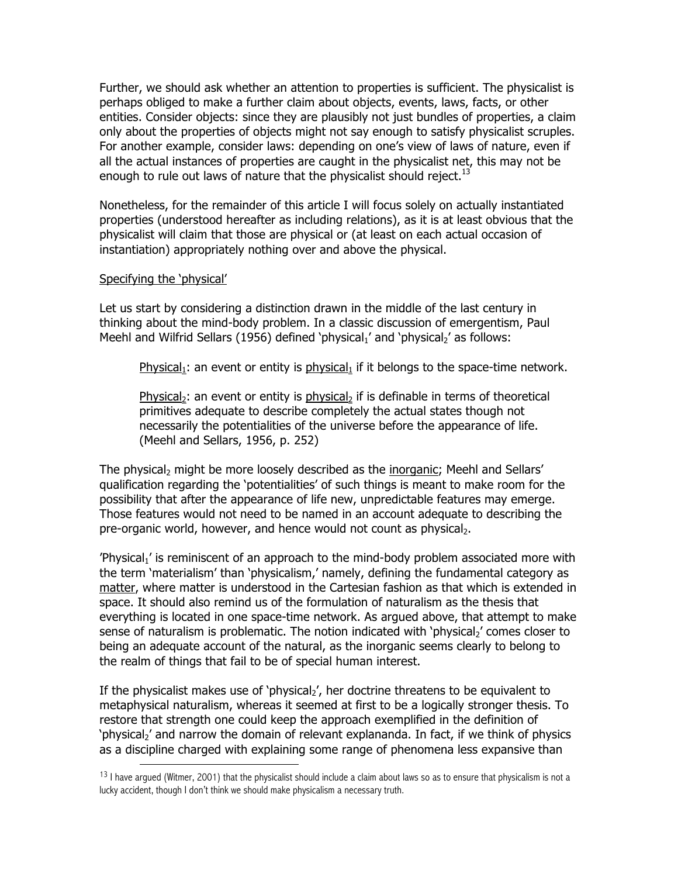Further, we should ask whether an attention to properties is sufficient. The physicalist is perhaps obliged to make a further claim about objects, events, laws, facts, or other entities. Consider objects: since they are plausibly not just bundles of properties, a claim only about the properties of objects might not say enough to satisfy physicalist scruples. For another example, consider laws: depending on one's view of laws of nature, even if all the actual instances of properties are caught in the physicalist net, this may not be enough to rule out laws of nature that the physicalist should reject.[13]

Nonetheless, for the remainder of this article I will focus solely on actually instantiated properties (understood hereafter as including relations), as it is at least obvious that the physicalist will claim that those are physical or (at least on each actual occasion of instantiation) appropriately nothing over and above the physical.

Specifying the 'physical'

Let us start by considering a distinction drawn in the middle of the last century in thinking about the mind-body problem. In a classic discussion of emergentism, Paul Meehl and Wilfrid Sellars (1956) defined 'physical$_1$' and 'physical$_2$' as follows:

> Physical$_1$: an event or entity is physical$_1$ if it belongs to the space-time network.
>
> Physical$_2$: an event or entity is physical$_2$ if is definable in terms of theoretical primitives adequate to describe completely the actual states though not necessarily the potentialities of the universe before the appearance of life. (Meehl and Sellars, 1956, p. 252)

The physical$_2$ might be more loosely described as the inorganic; Meehl and Sellars' qualification regarding the 'potentialities' of such things is meant to make room for the possibility that after the appearance of life new, unpredictable features may emerge. Those features would not need to be named in an account adequate to describing the pre-organic world, however, and hence would not count as physical$_2$.

'Physical$_1$' is reminiscent of an approach to the mind-body problem associated more with the term 'materialism' than 'physicalism,' namely, defining the fundamental category as matter, where matter is understood in the Cartesian fashion as that which is extended in space. It should also remind us of the formulation of naturalism as the thesis that everything is located in one space-time network. As argued above, that attempt to make sense of naturalism is problematic. The notion indicated with 'physical$_2$' comes closer to being an adequate account of the natural, as the inorganic seems clearly to belong to the realm of things that fail to be of special human interest.

If the physicalist makes use of 'physical$_2$', her doctrine threatens to be equivalent to metaphysical naturalism, whereas it seemed at first to be a logically stronger thesis. To restore that strength one could keep the approach exemplified in the definition of 'physical$_2$' and narrow the domain of relevant explananda. In fact, if we think of physics as a discipline charged with explaining some range of phenomena less expansive than

[13] I have argued (Witmer, 2001) that the physicalist should include a claim about laws so as to ensure that physicalism is not a lucky accident, though I don't think we should make physicalism a necessary truth.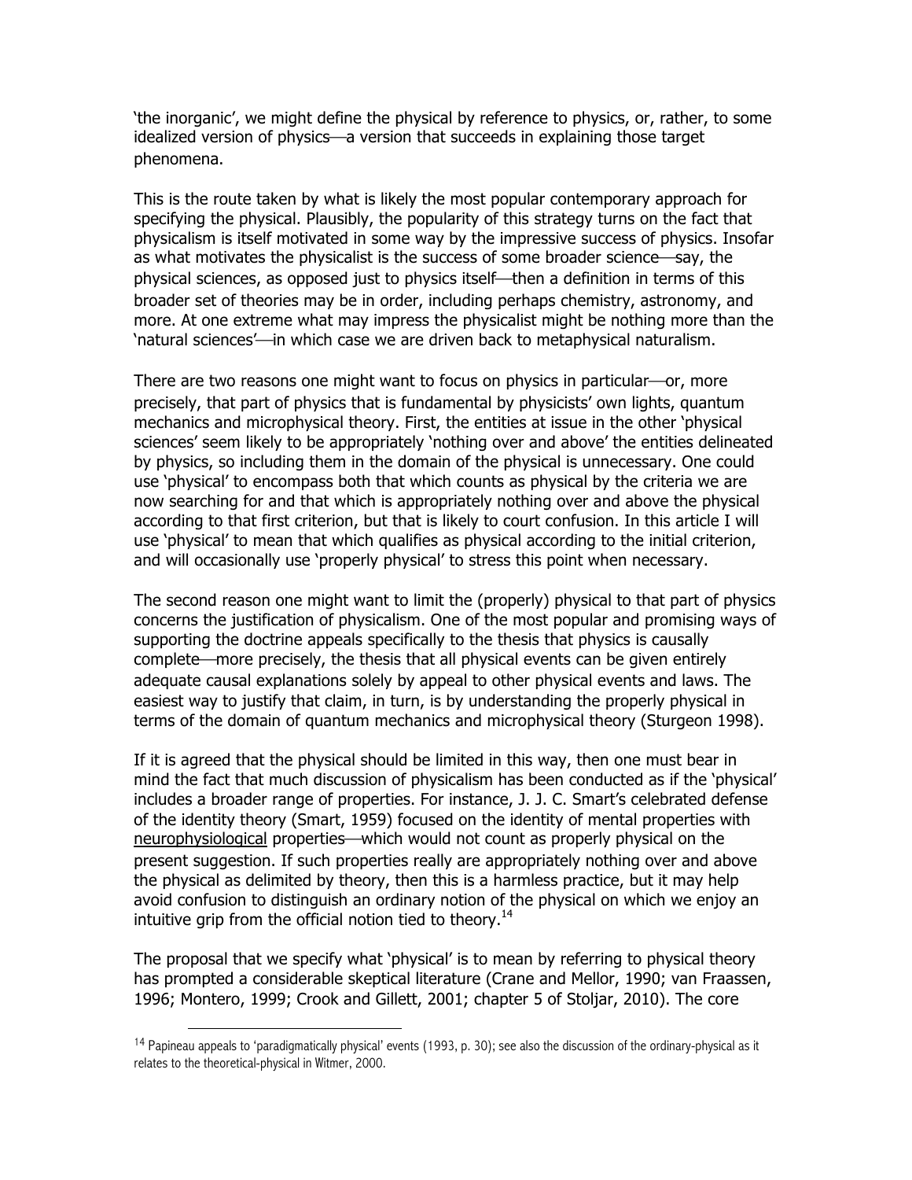'the inorganic', we might define the physical by reference to physics, or, rather, to some idealized version of physics—a version that succeeds in explaining those target phenomena.

This is the route taken by what is likely the most popular contemporary approach for specifying the physical. Plausibly, the popularity of this strategy turns on the fact that physicalism is itself motivated in some way by the impressive success of physics. Insofar as what motivates the physicalist is the success of some broader science—say, the physical sciences, as opposed just to physics itself—then a definition in terms of this broader set of theories may be in order, including perhaps chemistry, astronomy, and more. At one extreme what may impress the physicalist might be nothing more than the 'natural sciences'—in which case we are driven back to metaphysical naturalism.

There are two reasons one might want to focus on physics in particular—or, more precisely, that part of physics that is fundamental by physicists' own lights, quantum mechanics and microphysical theory. First, the entities at issue in the other 'physical sciences' seem likely to be appropriately 'nothing over and above' the entities delineated by physics, so including them in the domain of the physical is unnecessary. One could use 'physical' to encompass both that which counts as physical by the criteria we are now searching for and that which is appropriately nothing over and above the physical according to that first criterion, but that is likely to court confusion. In this article I will use 'physical' to mean that which qualifies as physical according to the initial criterion, and will occasionally use 'properly physical' to stress this point when necessary.

The second reason one might want to limit the (properly) physical to that part of physics concerns the justification of physicalism. One of the most popular and promising ways of supporting the doctrine appeals specifically to the thesis that physics is causally complete—more precisely, the thesis that all physical events can be given entirely adequate causal explanations solely by appeal to other physical events and laws. The easiest way to justify that claim, in turn, is by understanding the properly physical in terms of the domain of quantum mechanics and microphysical theory (Sturgeon 1998).

If it is agreed that the physical should be limited in this way, then one must bear in mind the fact that much discussion of physicalism has been conducted as if the 'physical' includes a broader range of properties. For instance, J. J. C. Smart's celebrated defense of the identity theory (Smart, 1959) focused on the identity of mental properties with neurophysiological properties—which would not count as properly physical on the present suggestion. If such properties really are appropriately nothing over and above the physical as delimited by theory, then this is a harmless practice, but it may help avoid confusion to distinguish an ordinary notion of the physical on which we enjoy an intuitive grip from the official notion tied to theory.[14]

The proposal that we specify what 'physical' is to mean by referring to physical theory has prompted a considerable skeptical literature (Crane and Mellor, 1990; van Fraassen, 1996; Montero, 1999; Crook and Gillett, 2001; chapter 5 of Stoljar, 2010). The core

---

[14] Papineau appeals to 'paradigmatically physical' events (1993, p. 30); see also the discussion of the ordinary-physical as it relates to the theoretical-physical in Witmer, 2000.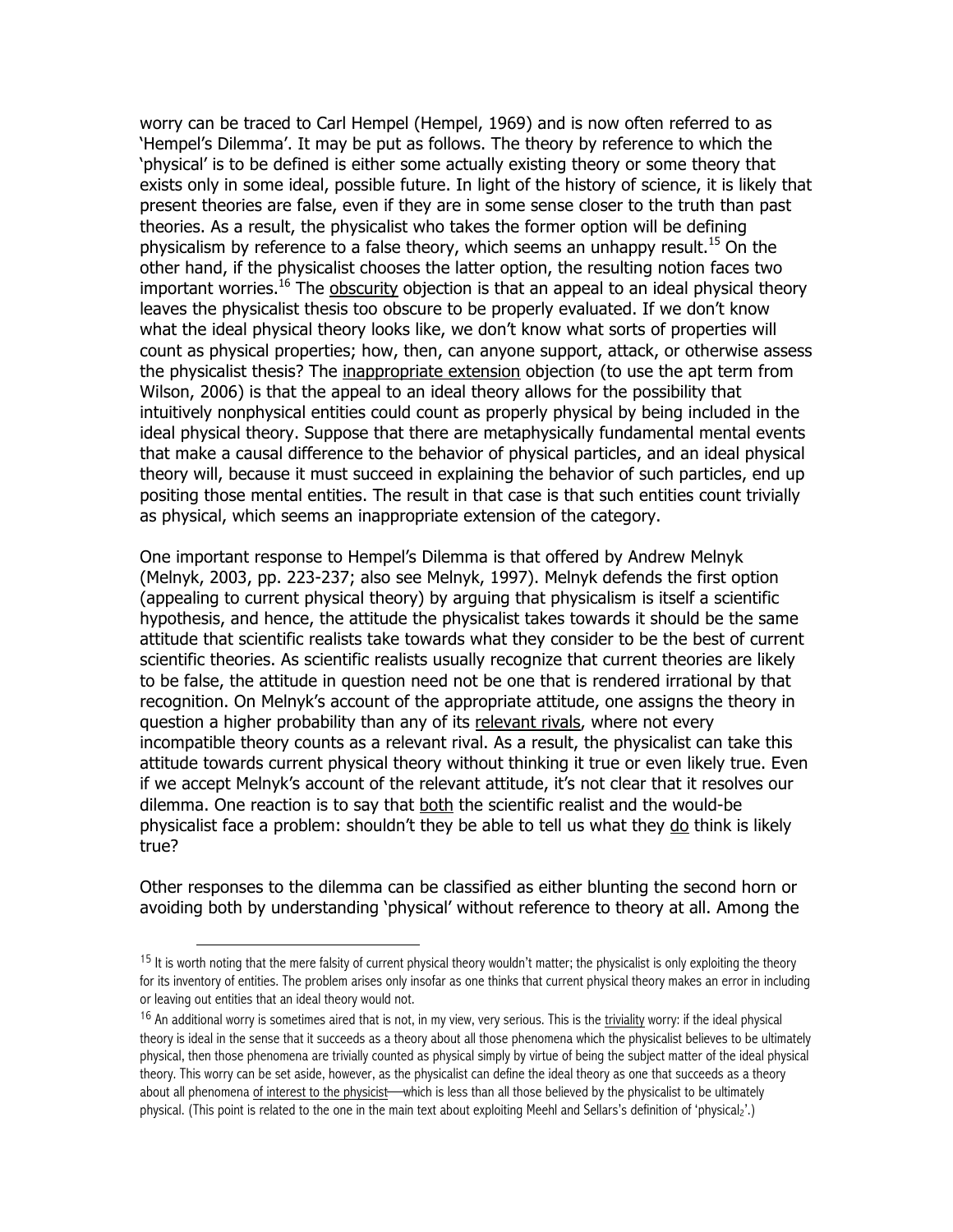worry can be traced to Carl Hempel (Hempel, 1969) and is now often referred to as 'Hempel's Dilemma'. It may be put as follows. The theory by reference to which the 'physical' is to be defined is either some actually existing theory or some theory that exists only in some ideal, possible future. In light of the history of science, it is likely that present theories are false, even if they are in some sense closer to the truth than past theories. As a result, the physicalist who takes the former option will be defining physicalism by reference to a false theory, which seems an unhappy result.[15] On the other hand, if the physicalist chooses the latter option, the resulting notion faces two important worries.[16] The <u>obscurity</u> objection is that an appeal to an ideal physical theory leaves the physicalist thesis too obscure to be properly evaluated. If we don't know what the ideal physical theory looks like, we don't know what sorts of properties will count as physical properties; how, then, can anyone support, attack, or otherwise assess the physicalist thesis? The <u>inappropriate extension</u> objection (to use the apt term from Wilson, 2006) is that the appeal to an ideal theory allows for the possibility that intuitively nonphysical entities could count as properly physical by being included in the ideal physical theory. Suppose that there are metaphysically fundamental mental events that make a causal difference to the behavior of physical particles, and an ideal physical theory will, because it must succeed in explaining the behavior of such particles, end up positing those mental entities. The result in that case is that such entities count trivially as physical, which seems an inappropriate extension of the category.

One important response to Hempel's Dilemma is that offered by Andrew Melnyk (Melnyk, 2003, pp. 223-237; also see Melnyk, 1997). Melnyk defends the first option (appealing to current physical theory) by arguing that physicalism is itself a scientific hypothesis, and hence, the attitude the physicalist takes towards it should be the same attitude that scientific realists take towards what they consider to be the best of current scientific theories. As scientific realists usually recognize that current theories are likely to be false, the attitude in question need not be one that is rendered irrational by that recognition. On Melnyk's account of the appropriate attitude, one assigns the theory in question a higher probability than any of its <u>relevant rivals</u>, where not every incompatible theory counts as a relevant rival. As a result, the physicalist can take this attitude towards current physical theory without thinking it true or even likely true. Even if we accept Melnyk's account of the relevant attitude, it's not clear that it resolves our dilemma. One reaction is to say that <u>both</u> the scientific realist and the would-be physicalist face a problem: shouldn't they be able to tell us what they <u>do</u> think is likely true?

Other responses to the dilemma can be classified as either blunting the second horn or avoiding both by understanding 'physical' without reference to theory at all. Among the

[15] It is worth noting that the mere falsity of current physical theory wouldn't matter; the physicalist is only exploiting the theory for its inventory of entities. The problem arises only insofar as one thinks that current physical theory makes an error in including or leaving out entities that an ideal theory would not.

[16] An additional worry is sometimes aired that is not, in my view, very serious. This is the <u>triviality</u> worry: if the ideal physical theory is ideal in the sense that it succeeds as a theory about all those phenomena which the physicalist believes to be ultimately physical, then those phenomena are trivially counted as physical simply by virtue of being the subject matter of the ideal physical theory. This worry can be set aside, however, as the physicalist can define the ideal theory as one that succeeds as a theory about all phenomena <u>of interest to the physicist</u>—which is less than all those believed by the physicalist to be ultimately physical. (This point is related to the one in the main text about exploiting Meehl and Sellars's definition of 'physical$_2$'.)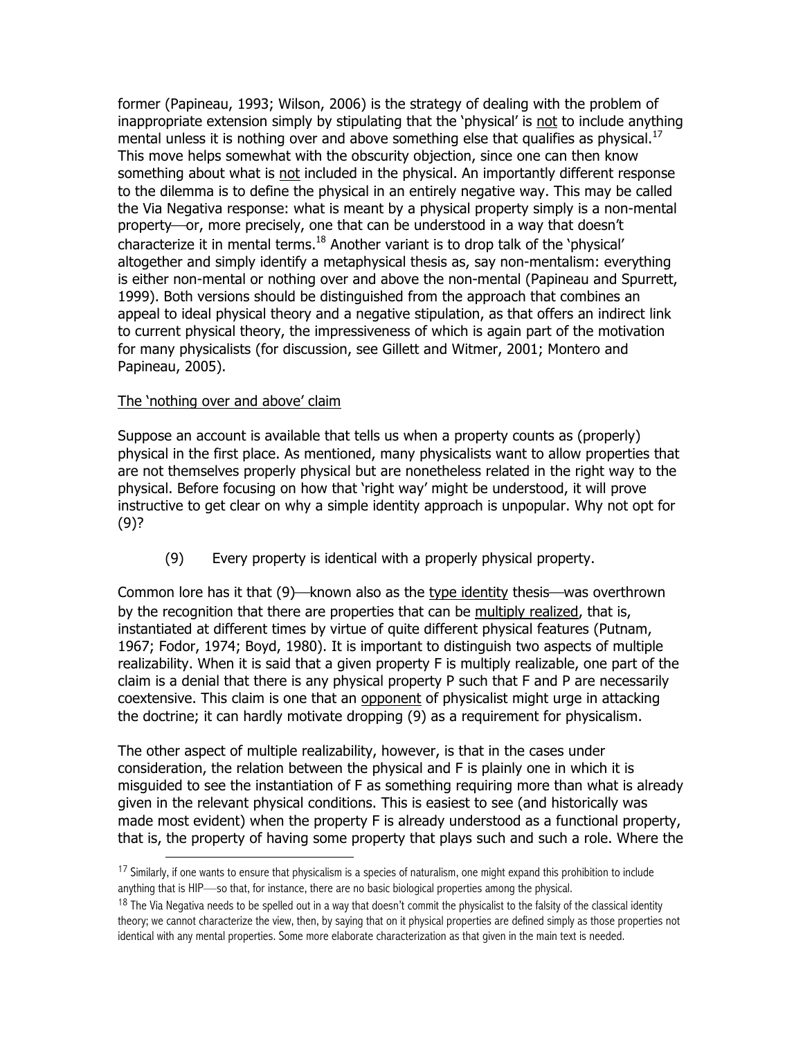former (Papineau, 1993; Wilson, 2006) is the strategy of dealing with the problem of inappropriate extension simply by stipulating that the 'physical' is not to include anything mental unless it is nothing over and above something else that qualifies as physical.[17] This move helps somewhat with the obscurity objection, since one can then know something about what is not included in the physical. An importantly different response to the dilemma is to define the physical in an entirely negative way. This may be called the Via Negativa response: what is meant by a physical property simply is a non-mental property—or, more precisely, one that can be understood in a way that doesn't characterize it in mental terms.[18] Another variant is to drop talk of the 'physical' altogether and simply identify a metaphysical thesis as, say non-mentalism: everything is either non-mental or nothing over and above the non-mental (Papineau and Spurrett, 1999). Both versions should be distinguished from the approach that combines an appeal to ideal physical theory and a negative stipulation, as that offers an indirect link to current physical theory, the impressiveness of which is again part of the motivation for many physicalists (for discussion, see Gillett and Witmer, 2001; Montero and Papineau, 2005).

### The 'nothing over and above' claim

Suppose an account is available that tells us when a property counts as (properly) physical in the first place. As mentioned, many physicalists want to allow properties that are not themselves properly physical but are nonetheless related in the right way to the physical. Before focusing on how that 'right way' might be understood, it will prove instructive to get clear on why a simple identity approach is unpopular. Why not opt for (9)?

(9) Every property is identical with a properly physical property.

Common lore has it that (9)—known also as the type identity thesis—was overthrown by the recognition that there are properties that can be multiply realized, that is, instantiated at different times by virtue of quite different physical features (Putnam, 1967; Fodor, 1974; Boyd, 1980). It is important to distinguish two aspects of multiple realizability. When it is said that a given property F is multiply realizable, one part of the claim is a denial that there is any physical property P such that F and P are necessarily coextensive. This claim is one that an opponent of physicalist might urge in attacking the doctrine; it can hardly motivate dropping (9) as a requirement for physicalism.

The other aspect of multiple realizability, however, is that in the cases under consideration, the relation between the physical and F is plainly one in which it is misguided to see the instantiation of F as something requiring more than what is already given in the relevant physical conditions. This is easiest to see (and historically was made most evident) when the property F is already understood as a functional property, that is, the property of having some property that plays such and such a role. Where the

[17] Similarly, if one wants to ensure that physicalism is a species of naturalism, one might expand this prohibition to include anything that is HIP—so that, for instance, there are no basic biological properties among the physical.

[18] The Via Negativa needs to be spelled out in a way that doesn't commit the physicalist to the falsity of the classical identity theory; we cannot characterize the view, then, by saying that on it physical properties are defined simply as those properties not identical with any mental properties. Some more elaborate characterization as that given in the main text is needed.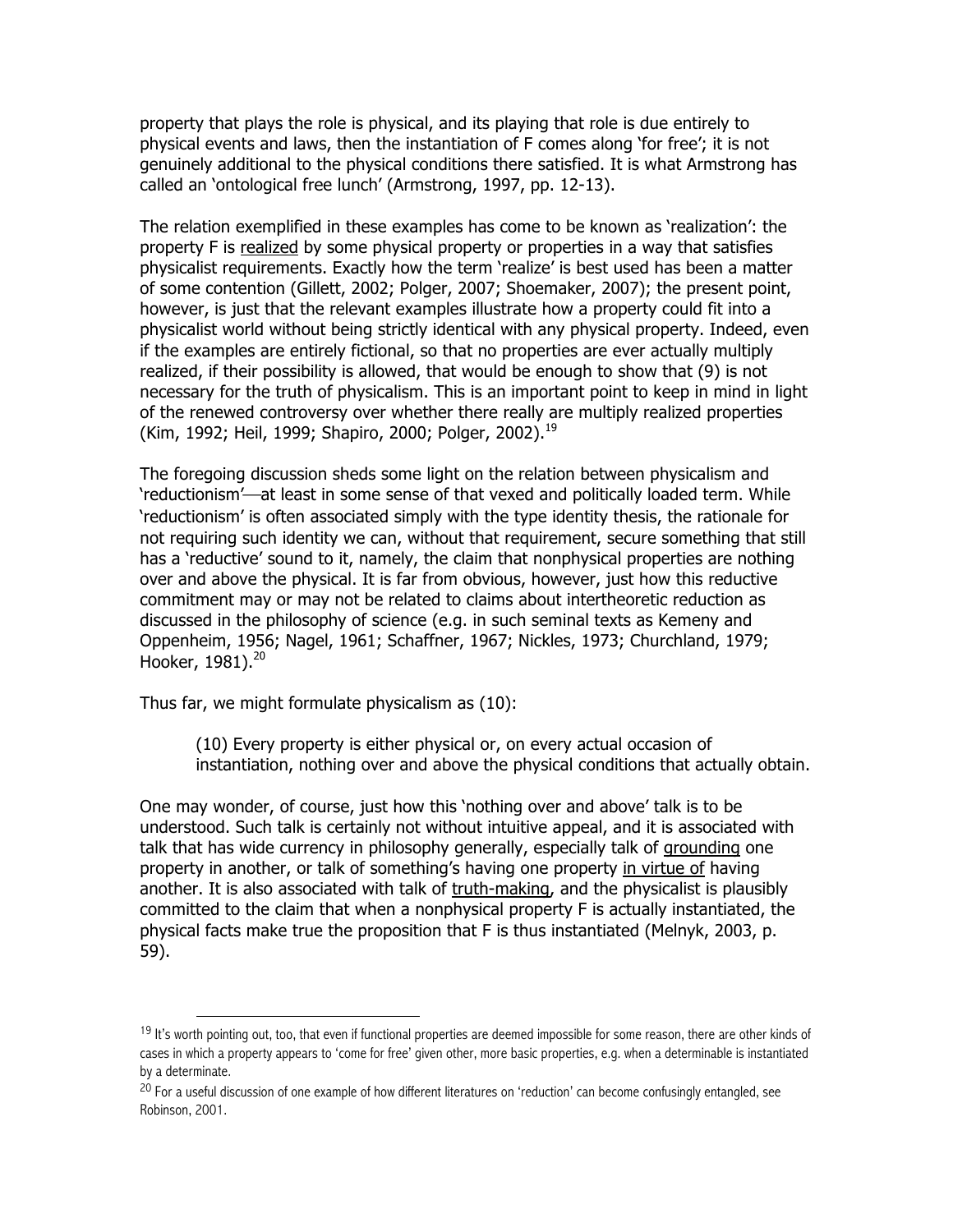property that plays the role is physical, and its playing that role is due entirely to physical events and laws, then the instantiation of F comes along 'for free'; it is not genuinely additional to the physical conditions there satisfied. It is what Armstrong has called an 'ontological free lunch' (Armstrong, 1997, pp. 12-13).

The relation exemplified in these examples has come to be known as 'realization': the property F is realized by some physical property or properties in a way that satisfies physicalist requirements. Exactly how the term 'realize' is best used has been a matter of some contention (Gillett, 2002; Polger, 2007; Shoemaker, 2007); the present point, however, is just that the relevant examples illustrate how a property could fit into a physicalist world without being strictly identical with any physical property. Indeed, even if the examples are entirely fictional, so that no properties are ever actually multiply realized, if their possibility is allowed, that would be enough to show that (9) is not necessary for the truth of physicalism. This is an important point to keep in mind in light of the renewed controversy over whether there really are multiply realized properties (Kim, 1992; Heil, 1999; Shapiro, 2000; Polger, 2002).[19]

The foregoing discussion sheds some light on the relation between physicalism and 'reductionism'—at least in some sense of that vexed and politically loaded term. While 'reductionism' is often associated simply with the type identity thesis, the rationale for not requiring such identity we can, without that requirement, secure something that still has a 'reductive' sound to it, namely, the claim that nonphysical properties are nothing over and above the physical. It is far from obvious, however, just how this reductive commitment may or may not be related to claims about intertheoretic reduction as discussed in the philosophy of science (e.g. in such seminal texts as Kemeny and Oppenheim, 1956; Nagel, 1961; Schaffner, 1967; Nickles, 1973; Churchland, 1979; Hooker, 1981).[20]

Thus far, we might formulate physicalism as (10):

> (10) Every property is either physical or, on every actual occasion of instantiation, nothing over and above the physical conditions that actually obtain.

One may wonder, of course, just how this 'nothing over and above' talk is to be understood. Such talk is certainly not without intuitive appeal, and it is associated with talk that has wide currency in philosophy generally, especially talk of grounding one property in another, or talk of something's having one property in virtue of having another. It is also associated with talk of truth-making, and the physicalist is plausibly committed to the claim that when a nonphysical property F is actually instantiated, the physical facts make true the proposition that F is thus instantiated (Melnyk, 2003, p. 59).

---

[19] It's worth pointing out, too, that even if functional properties are deemed impossible for some reason, there are other kinds of cases in which a property appears to 'come for free' given other, more basic properties, e.g. when a determinable is instantiated by a determinate.

[20] For a useful discussion of one example of how different literatures on 'reduction' can become confusingly entangled, see Robinson, 2001.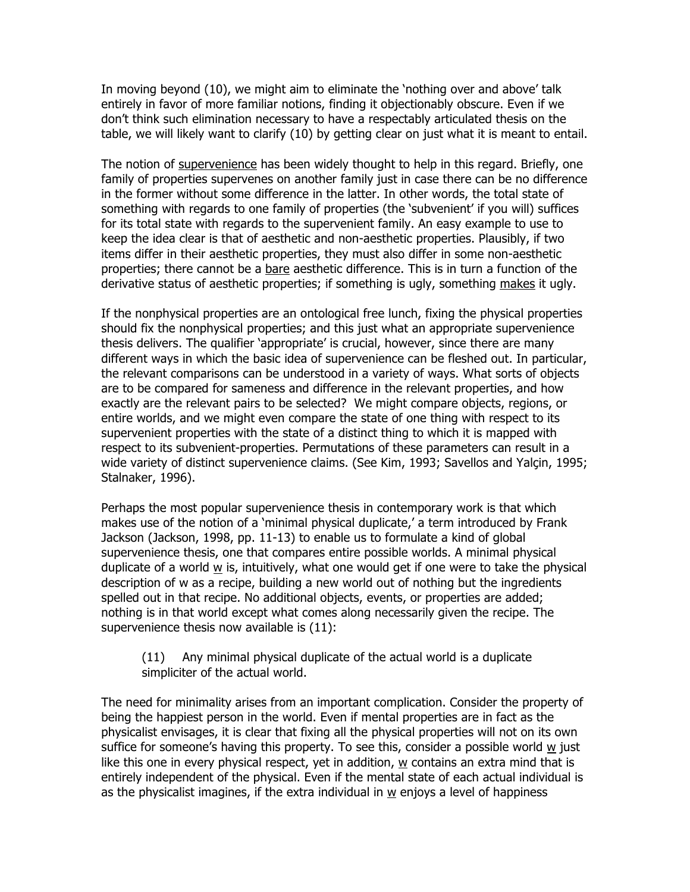In moving beyond (10), we might aim to eliminate the 'nothing over and above' talk entirely in favor of more familiar notions, finding it objectionably obscure. Even if we don't think such elimination necessary to have a respectably articulated thesis on the table, we will likely want to clarify (10) by getting clear on just what it is meant to entail.

The notion of supervenience has been widely thought to help in this regard. Briefly, one family of properties supervenes on another family just in case there can be no difference in the former without some difference in the latter. In other words, the total state of something with regards to one family of properties (the 'subvenient' if you will) suffices for its total state with regards to the supervenient family. An easy example to use to keep the idea clear is that of aesthetic and non-aesthetic properties. Plausibly, if two items differ in their aesthetic properties, they must also differ in some non-aesthetic properties; there cannot be a bare aesthetic difference. This is in turn a function of the derivative status of aesthetic properties; if something is ugly, something makes it ugly.

If the nonphysical properties are an ontological free lunch, fixing the physical properties should fix the nonphysical properties; and this just what an appropriate supervenience thesis delivers. The qualifier 'appropriate' is crucial, however, since there are many different ways in which the basic idea of supervenience can be fleshed out. In particular, the relevant comparisons can be understood in a variety of ways. What sorts of objects are to be compared for sameness and difference in the relevant properties, and how exactly are the relevant pairs to be selected? We might compare objects, regions, or entire worlds, and we might even compare the state of one thing with respect to its supervenient properties with the state of a distinct thing to which it is mapped with respect to its subvenient-properties. Permutations of these parameters can result in a wide variety of distinct supervenience claims. (See Kim, 1993; Savellos and Yalçin, 1995; Stalnaker, 1996).

Perhaps the most popular supervenience thesis in contemporary work is that which makes use of the notion of a 'minimal physical duplicate,' a term introduced by Frank Jackson (Jackson, 1998, pp. 11-13) to enable us to formulate a kind of global supervenience thesis, one that compares entire possible worlds. A minimal physical duplicate of a world w is, intuitively, what one would get if one were to take the physical description of w as a recipe, building a new world out of nothing but the ingredients spelled out in that recipe. No additional objects, events, or properties are added; nothing is in that world except what comes along necessarily given the recipe. The supervenience thesis now available is (11):

> (11) Any minimal physical duplicate of the actual world is a duplicate simpliciter of the actual world.

The need for minimality arises from an important complication. Consider the property of being the happiest person in the world. Even if mental properties are in fact as the physicalist envisages, it is clear that fixing all the physical properties will not on its own suffice for someone's having this property. To see this, consider a possible world w just like this one in every physical respect, yet in addition, w contains an extra mind that is entirely independent of the physical. Even if the mental state of each actual individual is as the physicalist imagines, if the extra individual in w enjoys a level of happiness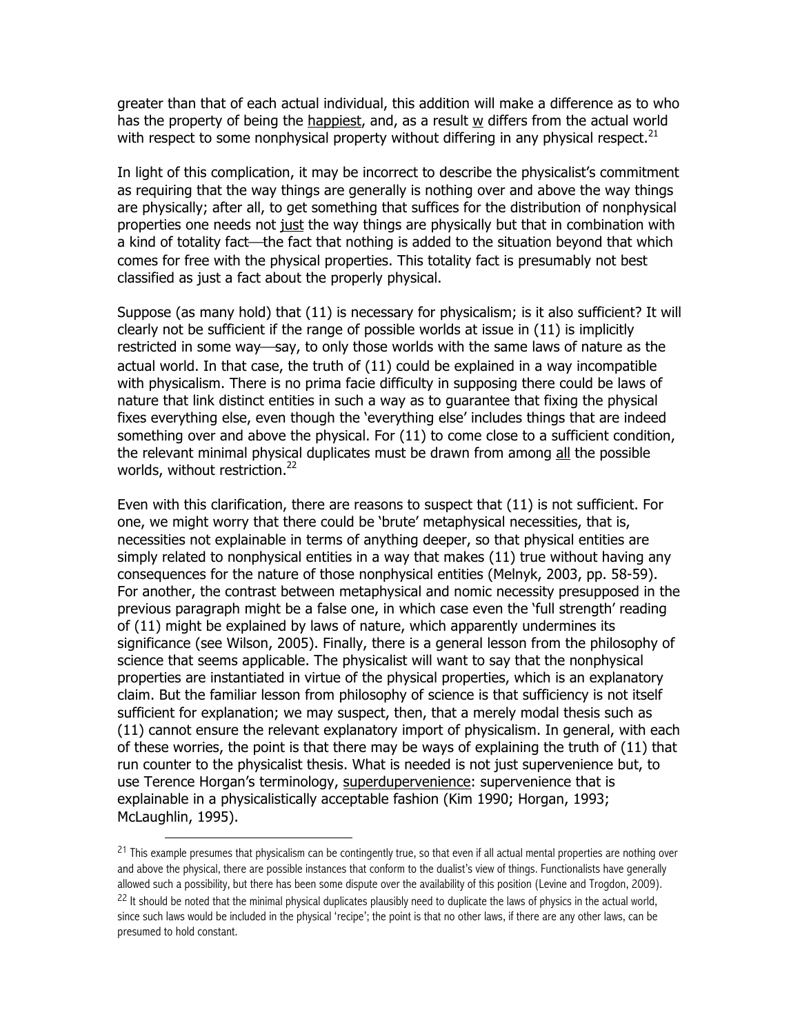greater than that of each actual individual, this addition will make a difference as to who has the property of being the happiest, and, as a result w differs from the actual world with respect to some nonphysical property without differing in any physical respect.[21]

In light of this complication, it may be incorrect to describe the physicalist's commitment as requiring that the way things are generally is nothing over and above the way things are physically; after all, to get something that suffices for the distribution of nonphysical properties one needs not just the way things are physically but that in combination with a kind of totality fact—the fact that nothing is added to the situation beyond that which comes for free with the physical properties. This totality fact is presumably not best classified as just a fact about the properly physical.

Suppose (as many hold) that (11) is necessary for physicalism; is it also sufficient? It will clearly not be sufficient if the range of possible worlds at issue in (11) is implicitly restricted in some way—say, to only those worlds with the same laws of nature as the actual world. In that case, the truth of (11) could be explained in a way incompatible with physicalism. There is no prima facie difficulty in supposing there could be laws of nature that link distinct entities in such a way as to guarantee that fixing the physical fixes everything else, even though the 'everything else' includes things that are indeed something over and above the physical. For (11) to come close to a sufficient condition, the relevant minimal physical duplicates must be drawn from among all the possible worlds, without restriction.[22]

Even with this clarification, there are reasons to suspect that (11) is not sufficient. For one, we might worry that there could be 'brute' metaphysical necessities, that is, necessities not explainable in terms of anything deeper, so that physical entities are simply related to nonphysical entities in a way that makes (11) true without having any consequences for the nature of those nonphysical entities (Melnyk, 2003, pp. 58-59). For another, the contrast between metaphysical and nomic necessity presupposed in the previous paragraph might be a false one, in which case even the 'full strength' reading of (11) might be explained by laws of nature, which apparently undermines its significance (see Wilson, 2005). Finally, there is a general lesson from the philosophy of science that seems applicable. The physicalist will want to say that the nonphysical properties are instantiated in virtue of the physical properties, which is an explanatory claim. But the familiar lesson from philosophy of science is that sufficiency is not itself sufficient for explanation; we may suspect, then, that a merely modal thesis such as (11) cannot ensure the relevant explanatory import of physicalism. In general, with each of these worries, the point is that there may be ways of explaining the truth of (11) that run counter to the physicalist thesis. What is needed is not just supervenience but, to use Terence Horgan's terminology, superdupervenience: supervenience that is explainable in a physicalistically acceptable fashion (Kim 1990; Horgan, 1993; McLaughlin, 1995).

---

[21] This example presumes that physicalism can be contingently true, so that even if all actual mental properties are nothing over and above the physical, there are possible instances that conform to the dualist's view of things. Functionalists have generally allowed such a possibility, but there has been some dispute over the availability of this position (Levine and Trogdon, 2009).

[22] It should be noted that the minimal physical duplicates plausibly need to duplicate the laws of physics in the actual world, since such laws would be included in the physical 'recipe'; the point is that no other laws, if there are any other laws, can be presumed to hold constant.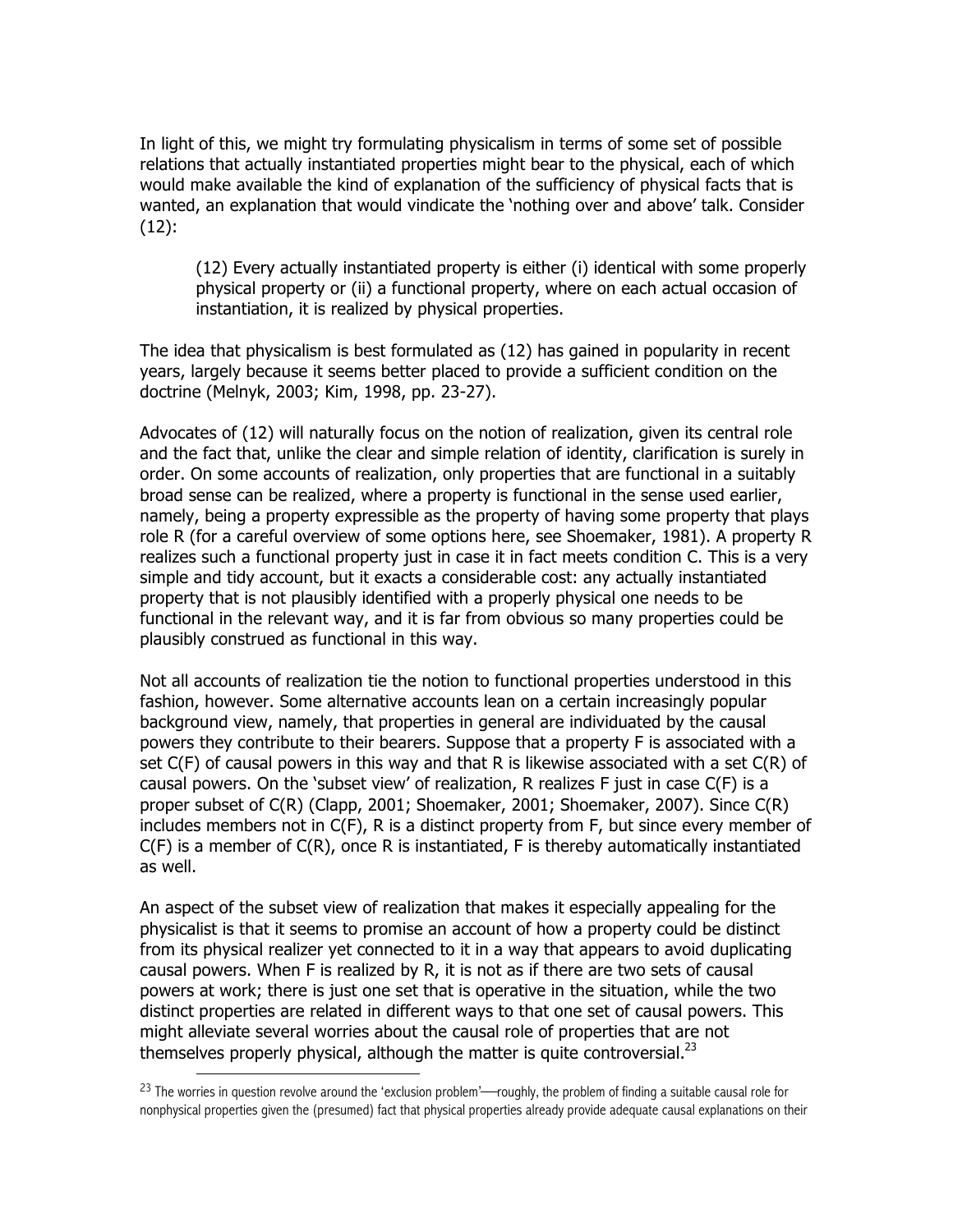In light of this, we might try formulating physicalism in terms of some set of possible relations that actually instantiated properties might bear to the physical, each of which would make available the kind of explanation of the sufficiency of physical facts that is wanted, an explanation that would vindicate the 'nothing over and above' talk. Consider (12):

> (12) Every actually instantiated property is either (i) identical with some properly physical property or (ii) a functional property, where on each actual occasion of instantiation, it is realized by physical properties.

The idea that physicalism is best formulated as (12) has gained in popularity in recent years, largely because it seems better placed to provide a sufficient condition on the doctrine (Melnyk, 2003; Kim, 1998, pp. 23-27).

Advocates of (12) will naturally focus on the notion of realization, given its central role and the fact that, unlike the clear and simple relation of identity, clarification is surely in order. On some accounts of realization, only properties that are functional in a suitably broad sense can be realized, where a property is functional in the sense used earlier, namely, being a property expressible as the property of having some property that plays role R (for a careful overview of some options here, see Shoemaker, 1981). A property R realizes such a functional property just in case it in fact meets condition C. This is a very simple and tidy account, but it exacts a considerable cost: any actually instantiated property that is not plausibly identified with a properly physical one needs to be functional in the relevant way, and it is far from obvious so many properties could be plausibly construed as functional in this way.

Not all accounts of realization tie the notion to functional properties understood in this fashion, however. Some alternative accounts lean on a certain increasingly popular background view, namely, that properties in general are individuated by the causal powers they contribute to their bearers. Suppose that a property F is associated with a set C(F) of causal powers in this way and that R is likewise associated with a set C(R) of causal powers. On the 'subset view' of realization, R realizes F just in case C(F) is a proper subset of C(R) (Clapp, 2001; Shoemaker, 2001; Shoemaker, 2007). Since C(R) includes members not in C(F), R is a distinct property from F, but since every member of C(F) is a member of C(R), once R is instantiated, F is thereby automatically instantiated as well.

An aspect of the subset view of realization that makes it especially appealing for the physicalist is that it seems to promise an account of how a property could be distinct from its physical realizer yet connected to it in a way that appears to avoid duplicating causal powers. When F is realized by R, it is not as if there are two sets of causal powers at work; there is just one set that is operative in the situation, while the two distinct properties are related in different ways to that one set of causal powers. This might alleviate several worries about the causal role of properties that are not themselves properly physical, although the matter is quite controversial.[23]

[23] The worries in question revolve around the 'exclusion problem'—roughly, the problem of finding a suitable causal role for nonphysical properties given the (presumed) fact that physical properties already provide adequate causal explanations on their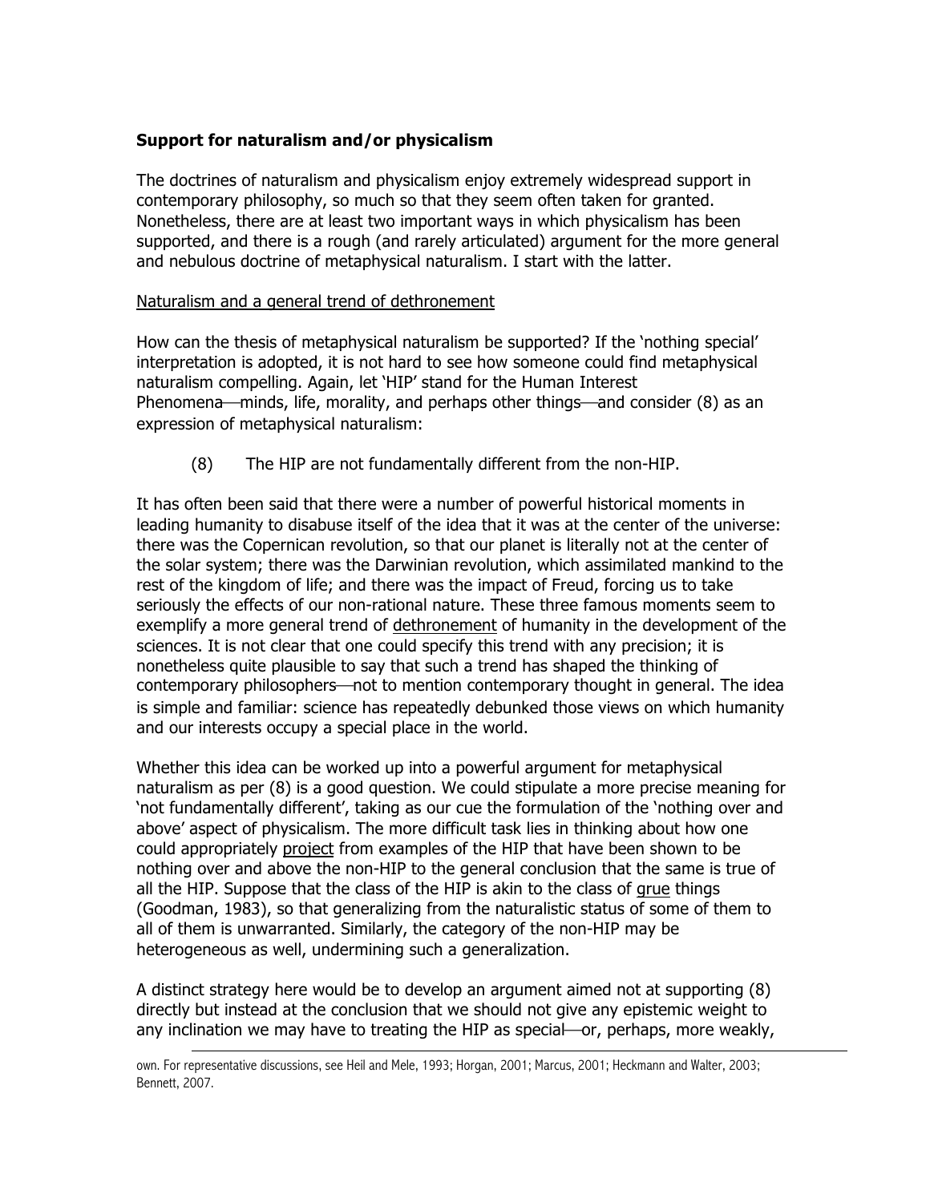### Support for naturalism and/or physicalism

The doctrines of naturalism and physicalism enjoy extremely widespread support in contemporary philosophy, so much so that they seem often taken for granted. Nonetheless, there are at least two important ways in which physicalism has been supported, and there is a rough (and rarely articulated) argument for the more general and nebulous doctrine of metaphysical naturalism. I start with the latter.

<u>Naturalism and a general trend of dethronement</u>

How can the thesis of metaphysical naturalism be supported? If the 'nothing special' interpretation is adopted, it is not hard to see how someone could find metaphysical naturalism compelling. Again, let 'HIP' stand for the Human Interest Phenomena—minds, life, morality, and perhaps other things—and consider (8) as an expression of metaphysical naturalism:

(8) The HIP are not fundamentally different from the non-HIP.

It has often been said that there were a number of powerful historical moments in leading humanity to disabuse itself of the idea that it was at the center of the universe: there was the Copernican revolution, so that our planet is literally not at the center of the solar system; there was the Darwinian revolution, which assimilated mankind to the rest of the kingdom of life; and there was the impact of Freud, forcing us to take seriously the effects of our non-rational nature. These three famous moments seem to exemplify a more general trend of <u>dethronement</u> of humanity in the development of the sciences. It is not clear that one could specify this trend with any precision; it is nonetheless quite plausible to say that such a trend has shaped the thinking of contemporary philosophers—not to mention contemporary thought in general. The idea is simple and familiar: science has repeatedly debunked those views on which humanity and our interests occupy a special place in the world.

Whether this idea can be worked up into a powerful argument for metaphysical naturalism as per (8) is a good question. We could stipulate a more precise meaning for 'not fundamentally different', taking as our cue the formulation of the 'nothing over and above' aspect of physicalism. The more difficult task lies in thinking about how one could appropriately <u>project</u> from examples of the HIP that have been shown to be nothing over and above the non-HIP to the general conclusion that the same is true of all the HIP. Suppose that the class of the HIP is akin to the class of <u>grue</u> things (Goodman, 1983), so that generalizing from the naturalistic status of some of them to all of them is unwarranted. Similarly, the category of the non-HIP may be heterogeneous as well, undermining such a generalization.

A distinct strategy here would be to develop an argument aimed not at supporting (8) directly but instead at the conclusion that we should not give any epistemic weight to any inclination we may have to treating the HIP as special—or, perhaps, more weakly,

own. For representative discussions, see Heil and Mele, 1993; Horgan, 2001; Marcus, 2001; Heckmann and Walter, 2003; Bennett, 2007.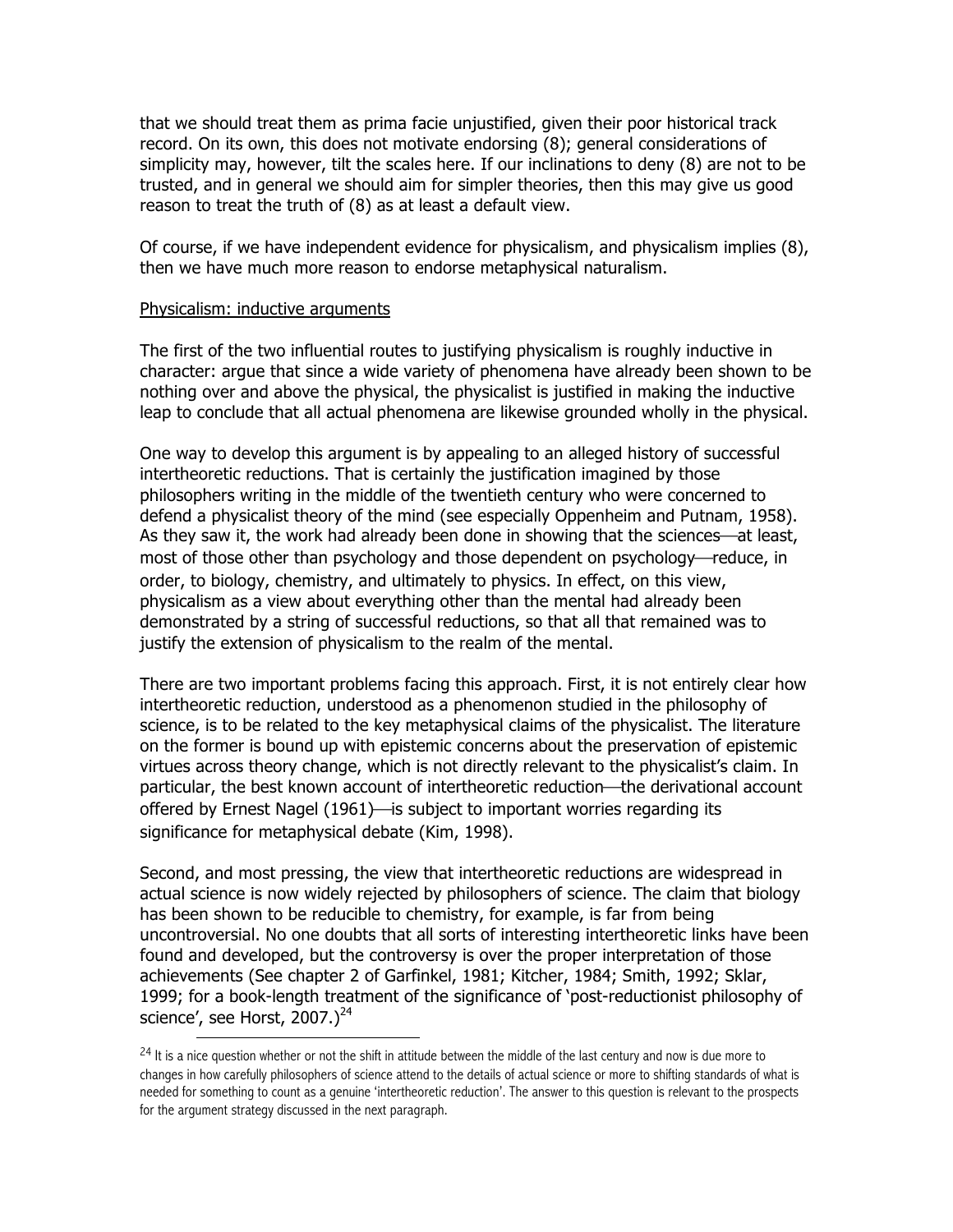that we should treat them as prima facie unjustified, given their poor historical track record. On its own, this does not motivate endorsing (8); general considerations of simplicity may, however, tilt the scales here. If our inclinations to deny (8) are not to be trusted, and in general we should aim for simpler theories, then this may give us good reason to treat the truth of (8) as at least a default view.

Of course, if we have independent evidence for physicalism, and physicalism implies (8), then we have much more reason to endorse metaphysical naturalism.

Physicalism: inductive arguments

The first of the two influential routes to justifying physicalism is roughly inductive in character: argue that since a wide variety of phenomena have already been shown to be nothing over and above the physical, the physicalist is justified in making the inductive leap to conclude that all actual phenomena are likewise grounded wholly in the physical.

One way to develop this argument is by appealing to an alleged history of successful intertheoretic reductions. That is certainly the justification imagined by those philosophers writing in the middle of the twentieth century who were concerned to defend a physicalist theory of the mind (see especially Oppenheim and Putnam, 1958). As they saw it, the work had already been done in showing that the sciences—at least, most of those other than psychology and those dependent on psychology—reduce, in order, to biology, chemistry, and ultimately to physics. In effect, on this view, physicalism as a view about everything other than the mental had already been demonstrated by a string of successful reductions, so that all that remained was to justify the extension of physicalism to the realm of the mental.

There are two important problems facing this approach. First, it is not entirely clear how intertheoretic reduction, understood as a phenomenon studied in the philosophy of science, is to be related to the key metaphysical claims of the physicalist. The literature on the former is bound up with epistemic concerns about the preservation of epistemic virtues across theory change, which is not directly relevant to the physicalist's claim. In particular, the best known account of intertheoretic reduction—the derivational account offered by Ernest Nagel (1961)—is subject to important worries regarding its significance for metaphysical debate (Kim, 1998).

Second, and most pressing, the view that intertheoretic reductions are widespread in actual science is now widely rejected by philosophers of science. The claim that biology has been shown to be reducible to chemistry, for example, is far from being uncontroversial. No one doubts that all sorts of interesting intertheoretic links have been found and developed, but the controversy is over the proper interpretation of those achievements (See chapter 2 of Garfinkel, 1981; Kitcher, 1984; Smith, 1992; Sklar, 1999; for a book-length treatment of the significance of 'post-reductionist philosophy of science', see Horst, 2007.)[24]

[24] It is a nice question whether or not the shift in attitude between the middle of the last century and now is due more to changes in how carefully philosophers of science attend to the details of actual science or more to shifting standards of what is needed for something to count as a genuine 'intertheoretic reduction'. The answer to this question is relevant to the prospects for the argument strategy discussed in the next paragraph.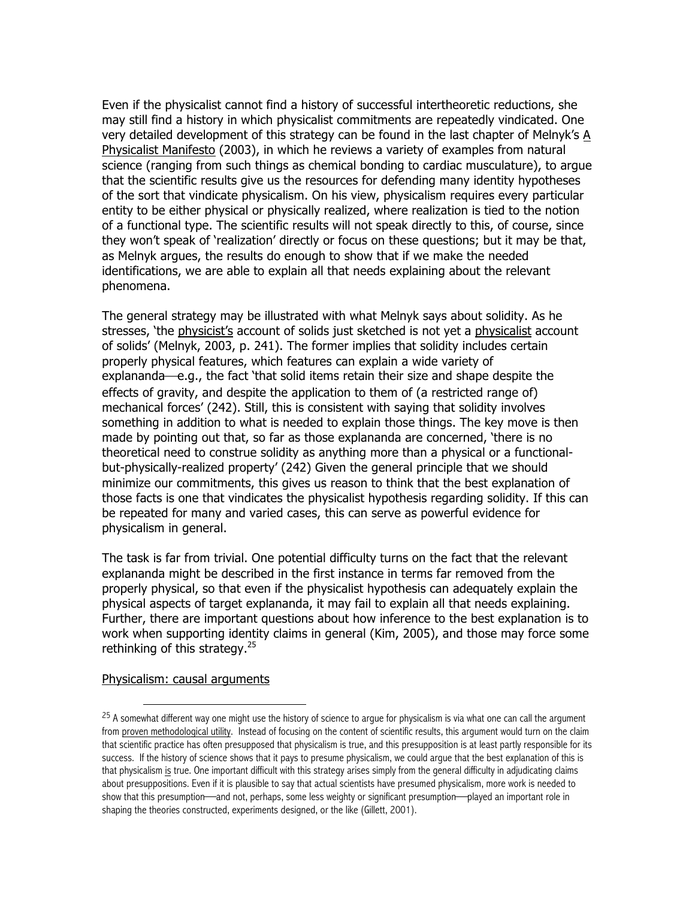Even if the physicalist cannot find a history of successful intertheoretic reductions, she may still find a history in which physicalist commitments are repeatedly vindicated. One very detailed development of this strategy can be found in the last chapter of Melnyk's A Physicalist Manifesto (2003), in which he reviews a variety of examples from natural science (ranging from such things as chemical bonding to cardiac musculature), to argue that the scientific results give us the resources for defending many identity hypotheses of the sort that vindicate physicalism. On his view, physicalism requires every particular entity to be either physical or physically realized, where realization is tied to the notion of a functional type. The scientific results will not speak directly to this, of course, since they won't speak of 'realization' directly or focus on these questions; but it may be that, as Melnyk argues, the results do enough to show that if we make the needed identifications, we are able to explain all that needs explaining about the relevant phenomena.

The general strategy may be illustrated with what Melnyk says about solidity. As he stresses, 'the physicist's account of solids just sketched is not yet a physicalist account of solids' (Melnyk, 2003, p. 241). The former implies that solidity includes certain properly physical features, which features can explain a wide variety of explananda—e.g., the fact 'that solid items retain their size and shape despite the effects of gravity, and despite the application to them of (a restricted range of) mechanical forces' (242). Still, this is consistent with saying that solidity involves something in addition to what is needed to explain those things. The key move is then made by pointing out that, so far as those explananda are concerned, 'there is no theoretical need to construe solidity as anything more than a physical or a functional-but-physically-realized property' (242) Given the general principle that we should minimize our commitments, this gives us reason to think that the best explanation of those facts is one that vindicates the physicalist hypothesis regarding solidity. If this can be repeated for many and varied cases, this can serve as powerful evidence for physicalism in general.

The task is far from trivial. One potential difficulty turns on the fact that the relevant explananda might be described in the first instance in terms far removed from the properly physical, so that even if the physicalist hypothesis can adequately explain the physical aspects of target explananda, it may fail to explain all that needs explaining. Further, there are important questions about how inference to the best explanation is to work when supporting identity claims in general (Kim, 2005), and those may force some rethinking of this strategy.[25]

Physicalism: causal arguments

[25] A somewhat different way one might use the history of science to argue for physicalism is via what one can call the argument from proven methodological utility. Instead of focusing on the content of scientific results, this argument would turn on the claim that scientific practice has often presupposed that physicalism is true, and this presupposition is at least partly responsible for its success. If the history of science shows that it pays to presume physicalism, we could argue that the best explanation of this is that physicalism is true. One important difficult with this strategy arises simply from the general difficulty in adjudicating claims about presuppositions. Even if it is plausible to say that actual scientists have presumed physicalism, more work is needed to show that this presumption—and not, perhaps, some less weighty or significant presumption—played an important role in shaping the theories constructed, experiments designed, or the like (Gillett, 2001).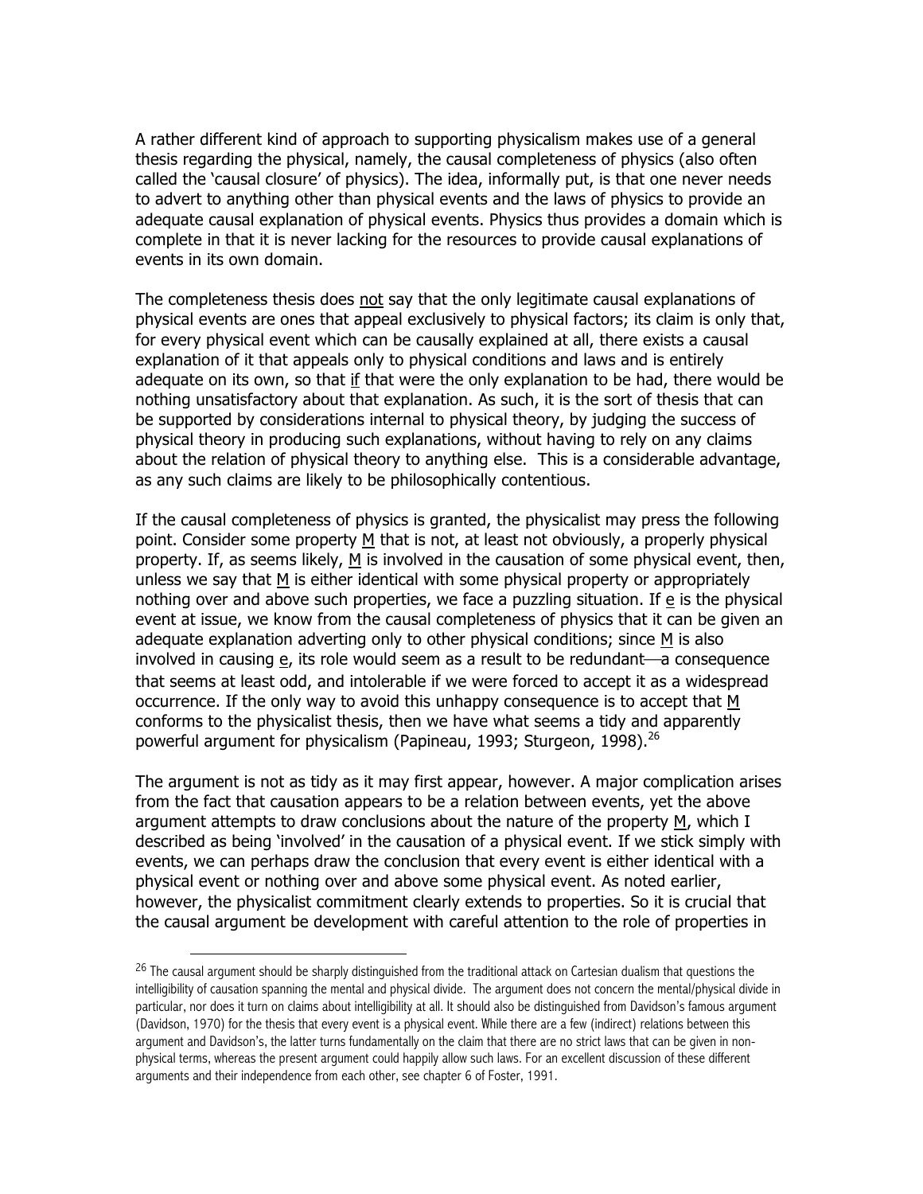A rather different kind of approach to supporting physicalism makes use of a general thesis regarding the physical, namely, the causal completeness of physics (also often called the 'causal closure' of physics). The idea, informally put, is that one never needs to advert to anything other than physical events and the laws of physics to provide an adequate causal explanation of physical events. Physics thus provides a domain which is complete in that it is never lacking for the resources to provide causal explanations of events in its own domain.

The completeness thesis does <u>not</u> say that the only legitimate causal explanations of physical events are ones that appeal exclusively to physical factors; its claim is only that, for every physical event which can be causally explained at all, there exists a causal explanation of it that appeals only to physical conditions and laws and is entirely adequate on its own, so that <u>if</u> that were the only explanation to be had, there would be nothing unsatisfactory about that explanation. As such, it is the sort of thesis that can be supported by considerations internal to physical theory, by judging the success of physical theory in producing such explanations, without having to rely on any claims about the relation of physical theory to anything else. This is a considerable advantage, as any such claims are likely to be philosophically contentious.

If the causal completeness of physics is granted, the physicalist may press the following point. Consider some property <u>M</u> that is not, at least not obviously, a properly physical property. If, as seems likely, <u>M</u> is involved in the causation of some physical event, then, unless we say that <u>M</u> is either identical with some physical property or appropriately nothing over and above such properties, we face a puzzling situation. If <u>e</u> is the physical event at issue, we know from the causal completeness of physics that it can be given an adequate explanation adverting only to other physical conditions; since <u>M</u> is also involved in causing <u>e</u>, its role would seem as a result to be redundant—a consequence that seems at least odd, and intolerable if we were forced to accept it as a widespread occurrence. If the only way to avoid this unhappy consequence is to accept that <u>M</u> conforms to the physicalist thesis, then we have what seems a tidy and apparently powerful argument for physicalism (Papineau, 1993; Sturgeon, 1998).[26]

The argument is not as tidy as it may first appear, however. A major complication arises from the fact that causation appears to be a relation between events, yet the above argument attempts to draw conclusions about the nature of the property <u>M</u>, which I described as being 'involved' in the causation of a physical event. If we stick simply with events, we can perhaps draw the conclusion that every event is either identical with a physical event or nothing over and above some physical event. As noted earlier, however, the physicalist commitment clearly extends to properties. So it is crucial that the causal argument be development with careful attention to the role of properties in

[26] The causal argument should be sharply distinguished from the traditional attack on Cartesian dualism that questions the intelligibility of causation spanning the mental and physical divide. The argument does not concern the mental/physical divide in particular, nor does it turn on claims about intelligibility at all. It should also be distinguished from Davidson's famous argument (Davidson, 1970) for the thesis that every event is a physical event. While there are a few (indirect) relations between this argument and Davidson's, the latter turns fundamentally on the claim that there are no strict laws that can be given in non-physical terms, whereas the present argument could happily allow such laws. For an excellent discussion of these different arguments and their independence from each other, see chapter 6 of Foster, 1991.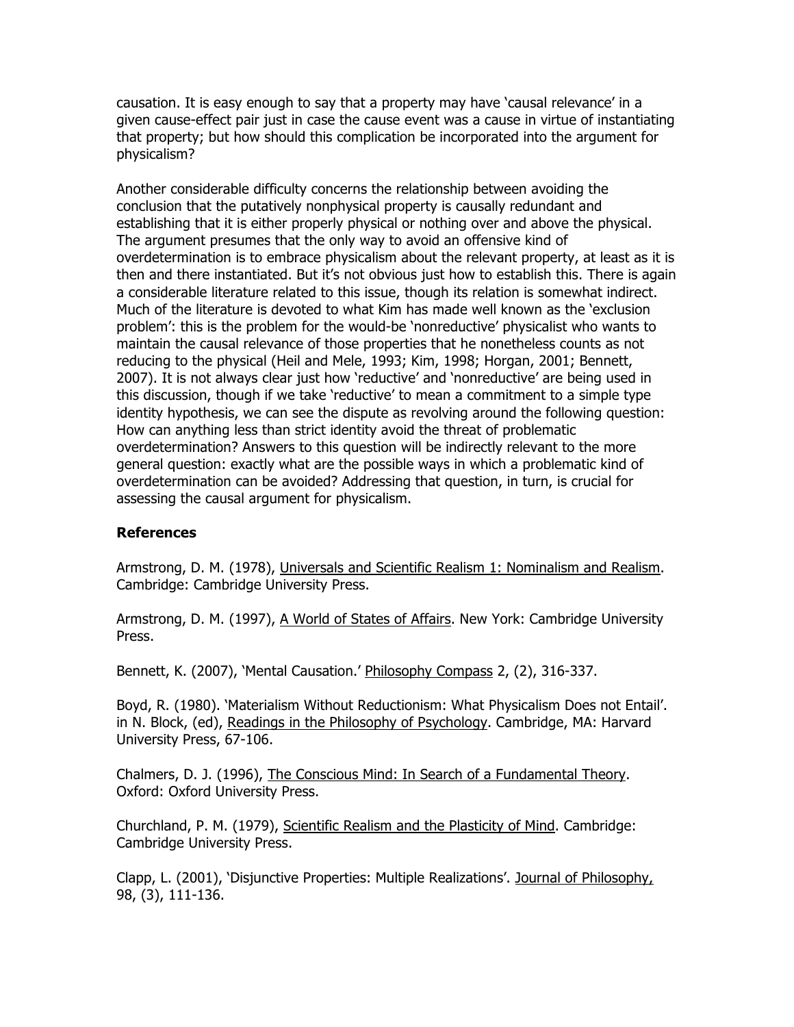causation. It is easy enough to say that a property may have 'causal relevance' in a given cause-effect pair just in case the cause event was a cause in virtue of instantiating that property; but how should this complication be incorporated into the argument for physicalism?

Another considerable difficulty concerns the relationship between avoiding the conclusion that the putatively nonphysical property is causally redundant and establishing that it is either properly physical or nothing over and above the physical. The argument presumes that the only way to avoid an offensive kind of overdetermination is to embrace physicalism about the relevant property, at least as it is then and there instantiated. But it's not obvious just how to establish this. There is again a considerable literature related to this issue, though its relation is somewhat indirect. Much of the literature is devoted to what Kim has made well known as the 'exclusion problem': this is the problem for the would-be 'nonreductive' physicalist who wants to maintain the causal relevance of those properties that he nonetheless counts as not reducing to the physical (Heil and Mele, 1993; Kim, 1998; Horgan, 2001; Bennett, 2007). It is not always clear just how 'reductive' and 'nonreductive' are being used in this discussion, though if we take 'reductive' to mean a commitment to a simple type identity hypothesis, we can see the dispute as revolving around the following question: How can anything less than strict identity avoid the threat of problematic overdetermination? Answers to this question will be indirectly relevant to the more general question: exactly what are the possible ways in which a problematic kind of overdetermination can be avoided? Addressing that question, in turn, is crucial for assessing the causal argument for physicalism.

## References

Armstrong, D. M. (1978), Universals and Scientific Realism 1: Nominalism and Realism. Cambridge: Cambridge University Press.

Armstrong, D. M. (1997), A World of States of Affairs. New York: Cambridge University Press.

Bennett, K. (2007), 'Mental Causation.' Philosophy Compass 2, (2), 316-337.

Boyd, R. (1980). 'Materialism Without Reductionism: What Physicalism Does not Entail'. in N. Block, (ed), Readings in the Philosophy of Psychology. Cambridge, MA: Harvard University Press, 67-106.

Chalmers, D. J. (1996), The Conscious Mind: In Search of a Fundamental Theory. Oxford: Oxford University Press.

Churchland, P. M. (1979), Scientific Realism and the Plasticity of Mind. Cambridge: Cambridge University Press.

Clapp, L. (2001), 'Disjunctive Properties: Multiple Realizations'. Journal of Philosophy, 98, (3), 111-136.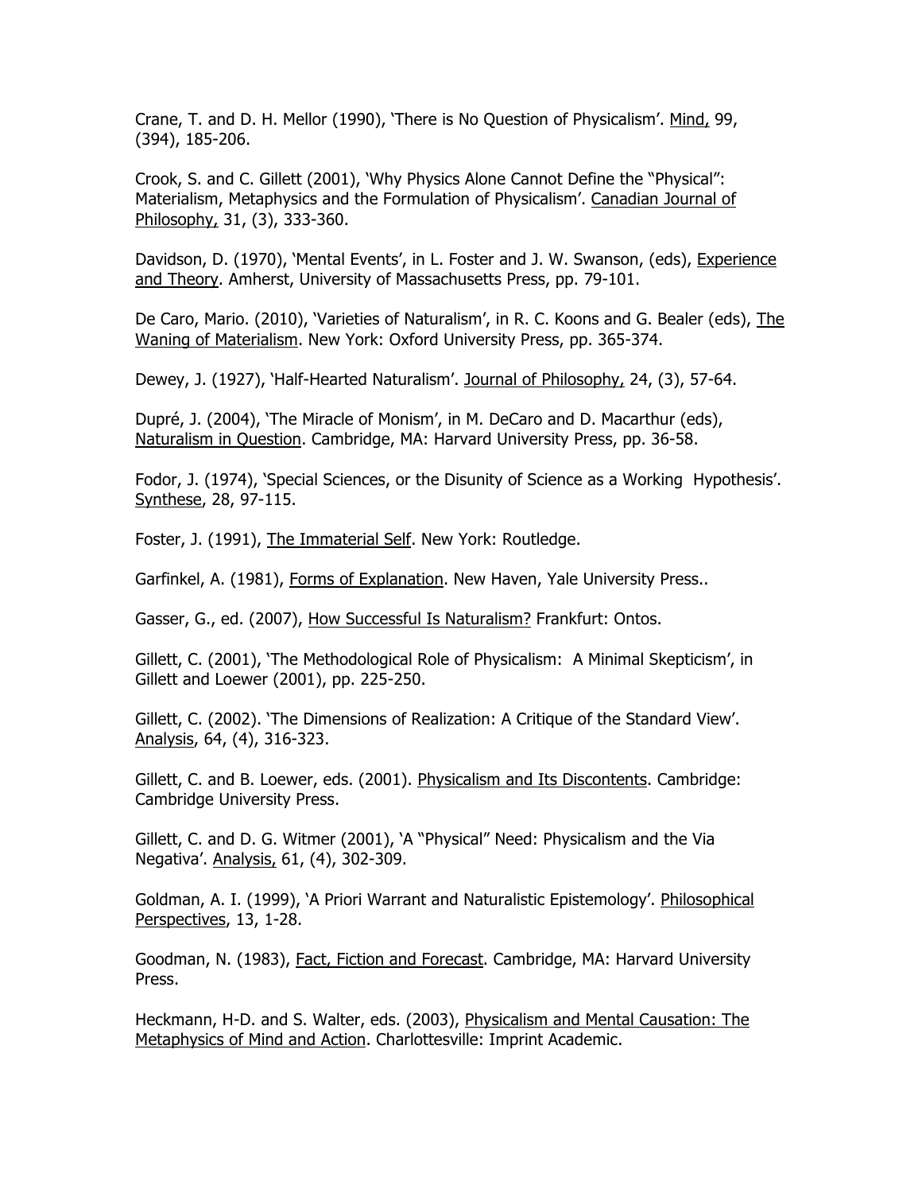Crane, T. and D. H. Mellor (1990), 'There is No Question of Physicalism'. Mind, 99, (394), 185-206.

Crook, S. and C. Gillett (2001), 'Why Physics Alone Cannot Define the "Physical": Materialism, Metaphysics and the Formulation of Physicalism'. Canadian Journal of Philosophy, 31, (3), 333-360.

Davidson, D. (1970), 'Mental Events', in L. Foster and J. W. Swanson, (eds), Experience and Theory. Amherst, University of Massachusetts Press, pp. 79-101.

De Caro, Mario. (2010), 'Varieties of Naturalism', in R. C. Koons and G. Bealer (eds), The Waning of Materialism. New York: Oxford University Press, pp. 365-374.

Dewey, J. (1927), 'Half-Hearted Naturalism'. Journal of Philosophy, 24, (3), 57-64.

Dupré, J. (2004), 'The Miracle of Monism', in M. DeCaro and D. Macarthur (eds), Naturalism in Question. Cambridge, MA: Harvard University Press, pp. 36-58.

Fodor, J. (1974), 'Special Sciences, or the Disunity of Science as a Working Hypothesis'. Synthese, 28, 97-115.

Foster, J. (1991), The Immaterial Self. New York: Routledge.

Garfinkel, A. (1981), Forms of Explanation. New Haven, Yale University Press..

Gasser, G., ed. (2007), How Successful Is Naturalism? Frankfurt: Ontos.

Gillett, C. (2001), 'The Methodological Role of Physicalism: A Minimal Skepticism', in Gillett and Loewer (2001), pp. 225-250.

Gillett, C. (2002). 'The Dimensions of Realization: A Critique of the Standard View'. Analysis, 64, (4), 316-323.

Gillett, C. and B. Loewer, eds. (2001). Physicalism and Its Discontents. Cambridge: Cambridge University Press.

Gillett, C. and D. G. Witmer (2001), 'A "Physical" Need: Physicalism and the Via Negativa'. Analysis, 61, (4), 302-309.

Goldman, A. I. (1999), 'A Priori Warrant and Naturalistic Epistemology'. Philosophical Perspectives, 13, 1-28.

Goodman, N. (1983), Fact, Fiction and Forecast. Cambridge, MA: Harvard University Press.

Heckmann, H-D. and S. Walter, eds. (2003), Physicalism and Mental Causation: The Metaphysics of Mind and Action. Charlottesville: Imprint Academic.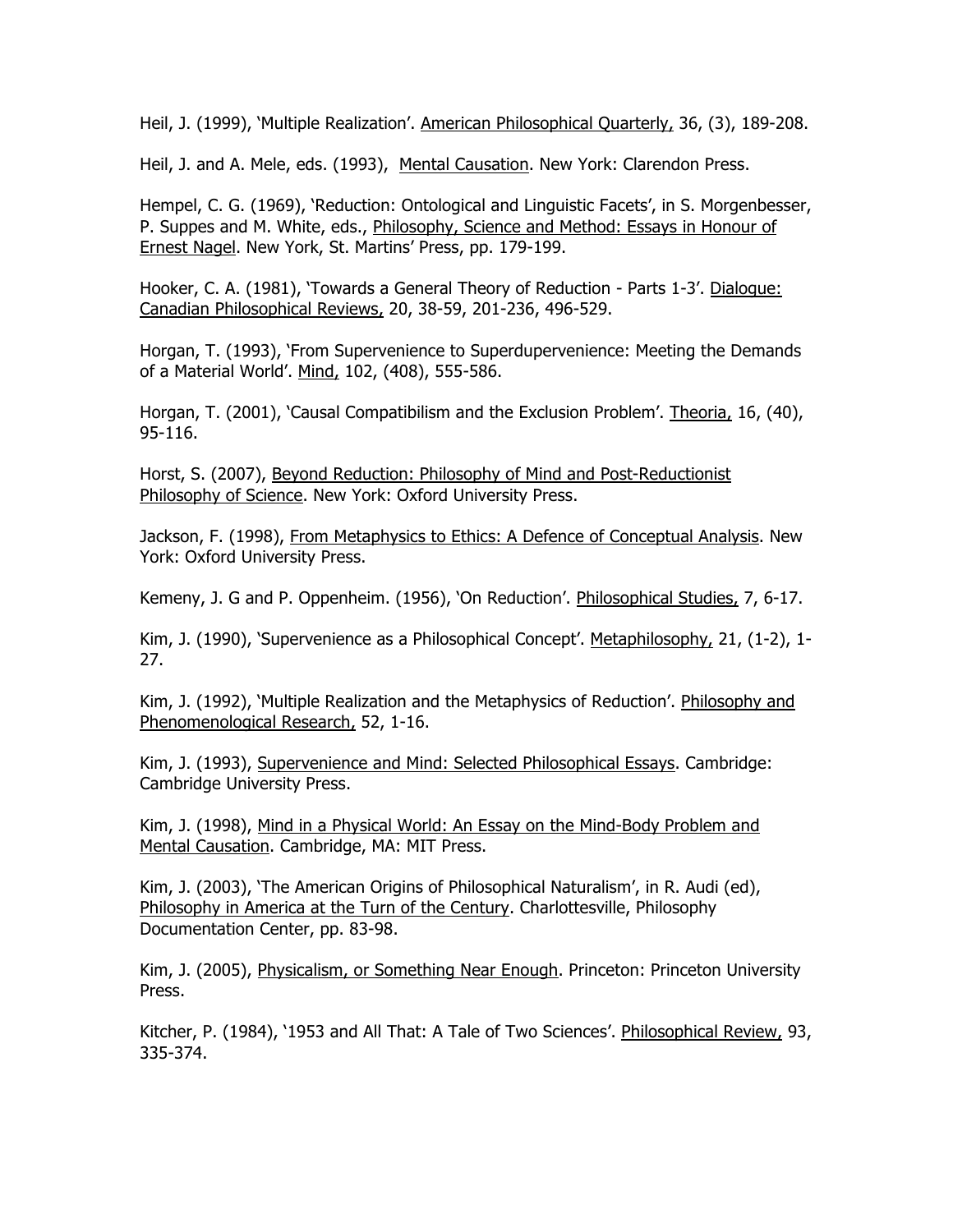Heil, J. (1999), 'Multiple Realization'. American Philosophical Quarterly, 36, (3), 189-208.

Heil, J. and A. Mele, eds. (1993), Mental Causation. New York: Clarendon Press.

Hempel, C. G. (1969), 'Reduction: Ontological and Linguistic Facets', in S. Morgenbesser, P. Suppes and M. White, eds., Philosophy, Science and Method: Essays in Honour of Ernest Nagel. New York, St. Martins' Press, pp. 179-199.

Hooker, C. A. (1981), 'Towards a General Theory of Reduction - Parts 1-3'. Dialogue: Canadian Philosophical Reviews, 20, 38-59, 201-236, 496-529.

Horgan, T. (1993), 'From Supervenience to Superdupervenience: Meeting the Demands of a Material World'. Mind, 102, (408), 555-586.

Horgan, T. (2001), 'Causal Compatibilism and the Exclusion Problem'. Theoria, 16, (40), 95-116.

Horst, S. (2007), Beyond Reduction: Philosophy of Mind and Post-Reductionist Philosophy of Science. New York: Oxford University Press.

Jackson, F. (1998), From Metaphysics to Ethics: A Defence of Conceptual Analysis. New York: Oxford University Press.

Kemeny, J. G and P. Oppenheim. (1956), 'On Reduction'. Philosophical Studies, 7, 6-17.

Kim, J. (1990), 'Supervenience as a Philosophical Concept'. Metaphilosophy, 21, (1-2), 1-27.

Kim, J. (1992), 'Multiple Realization and the Metaphysics of Reduction'. Philosophy and Phenomenological Research, 52, 1-16.

Kim, J. (1993), Supervenience and Mind: Selected Philosophical Essays. Cambridge: Cambridge University Press.

Kim, J. (1998), Mind in a Physical World: An Essay on the Mind-Body Problem and Mental Causation. Cambridge, MA: MIT Press.

Kim, J. (2003), 'The American Origins of Philosophical Naturalism', in R. Audi (ed), Philosophy in America at the Turn of the Century. Charlottesville, Philosophy Documentation Center, pp. 83-98.

Kim, J. (2005), Physicalism, or Something Near Enough. Princeton: Princeton University Press.

Kitcher, P. (1984), '1953 and All That: A Tale of Two Sciences'. Philosophical Review, 93, 335-374.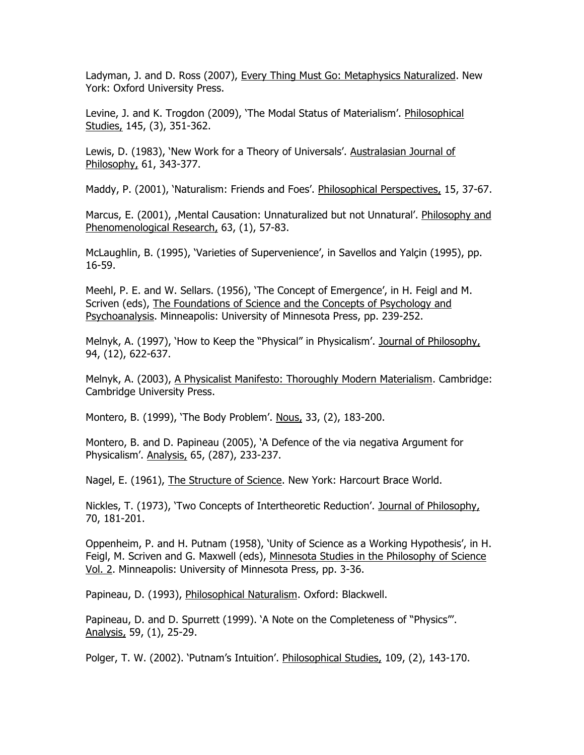Ladyman, J. and D. Ross (2007), Every Thing Must Go: Metaphysics Naturalized. New York: Oxford University Press.

Levine, J. and K. Trogdon (2009), 'The Modal Status of Materialism'. Philosophical Studies, 145, (3), 351-362.

Lewis, D. (1983), 'New Work for a Theory of Universals'. Australasian Journal of Philosophy, 61, 343-377.

Maddy, P. (2001), 'Naturalism: Friends and Foes'. Philosophical Perspectives, 15, 37-67.

Marcus, E. (2001), ‚Mental Causation: Unnaturalized but not Unnatural'. Philosophy and Phenomenological Research, 63, (1), 57-83.

McLaughlin, B. (1995), 'Varieties of Supervenience', in Savellos and Yalçin (1995), pp. 16-59.

Meehl, P. E. and W. Sellars. (1956), 'The Concept of Emergence', in H. Feigl and M. Scriven (eds), The Foundations of Science and the Concepts of Psychology and Psychoanalysis. Minneapolis: University of Minnesota Press, pp. 239-252.

Melnyk, A. (1997), 'How to Keep the "Physical" in Physicalism'. Journal of Philosophy, 94, (12), 622-637.

Melnyk, A. (2003), A Physicalist Manifesto: Thoroughly Modern Materialism. Cambridge: Cambridge University Press.

Montero, B. (1999), 'The Body Problem'. Nous, 33, (2), 183-200.

Montero, B. and D. Papineau (2005), 'A Defence of the via negativa Argument for Physicalism'. Analysis, 65, (287), 233-237.

Nagel, E. (1961), The Structure of Science. New York: Harcourt Brace World.

Nickles, T. (1973), 'Two Concepts of Intertheoretic Reduction'. Journal of Philosophy, 70, 181-201.

Oppenheim, P. and H. Putnam (1958), 'Unity of Science as a Working Hypothesis', in H. Feigl, M. Scriven and G. Maxwell (eds), Minnesota Studies in the Philosophy of Science Vol. 2. Minneapolis: University of Minnesota Press, pp. 3-36.

Papineau, D. (1993), Philosophical Naturalism. Oxford: Blackwell.

Papineau, D. and D. Spurrett (1999). 'A Note on the Completeness of "Physics"'. Analysis, 59, (1), 25-29.

Polger, T. W. (2002). 'Putnam's Intuition'. Philosophical Studies, 109, (2), 143-170.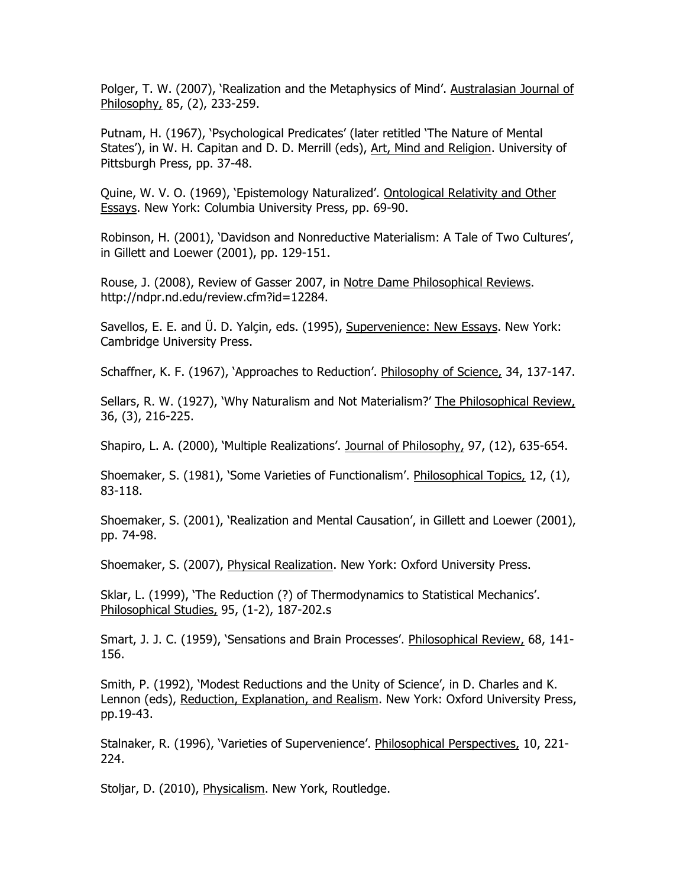Polger, T. W. (2007), 'Realization and the Metaphysics of Mind'. Australasian Journal of Philosophy, 85, (2), 233-259.

Putnam, H. (1967), 'Psychological Predicates' (later retitled 'The Nature of Mental States'), in W. H. Capitan and D. D. Merrill (eds), Art, Mind and Religion. University of Pittsburgh Press, pp. 37-48.

Quine, W. V. O. (1969), 'Epistemology Naturalized'. Ontological Relativity and Other Essays. New York: Columbia University Press, pp. 69-90.

Robinson, H. (2001), 'Davidson and Nonreductive Materialism: A Tale of Two Cultures', in Gillett and Loewer (2001), pp. 129-151.

Rouse, J. (2008), Review of Gasser 2007, in Notre Dame Philosophical Reviews. http://ndpr.nd.edu/review.cfm?id=12284.

Savellos, E. E. and Ü. D. Yalçin, eds. (1995), Supervenience: New Essays. New York: Cambridge University Press.

Schaffner, K. F. (1967), 'Approaches to Reduction'. Philosophy of Science, 34, 137-147.

Sellars, R. W. (1927), 'Why Naturalism and Not Materialism?' The Philosophical Review, 36, (3), 216-225.

Shapiro, L. A. (2000), 'Multiple Realizations'. Journal of Philosophy, 97, (12), 635-654.

Shoemaker, S. (1981), 'Some Varieties of Functionalism'. Philosophical Topics, 12, (1), 83-118.

Shoemaker, S. (2001), 'Realization and Mental Causation', in Gillett and Loewer (2001), pp. 74-98.

Shoemaker, S. (2007), Physical Realization. New York: Oxford University Press.

Sklar, L. (1999), 'The Reduction (?) of Thermodynamics to Statistical Mechanics'. Philosophical Studies, 95, (1-2), 187-202.s

Smart, J. J. C. (1959), 'Sensations and Brain Processes'. Philosophical Review, 68, 141-156.

Smith, P. (1992), 'Modest Reductions and the Unity of Science', in D. Charles and K. Lennon (eds), Reduction, Explanation, and Realism. New York: Oxford University Press, pp.19-43.

Stalnaker, R. (1996), 'Varieties of Supervenience'. Philosophical Perspectives, 10, 221-224.

Stoljar, D. (2010), Physicalism. New York, Routledge.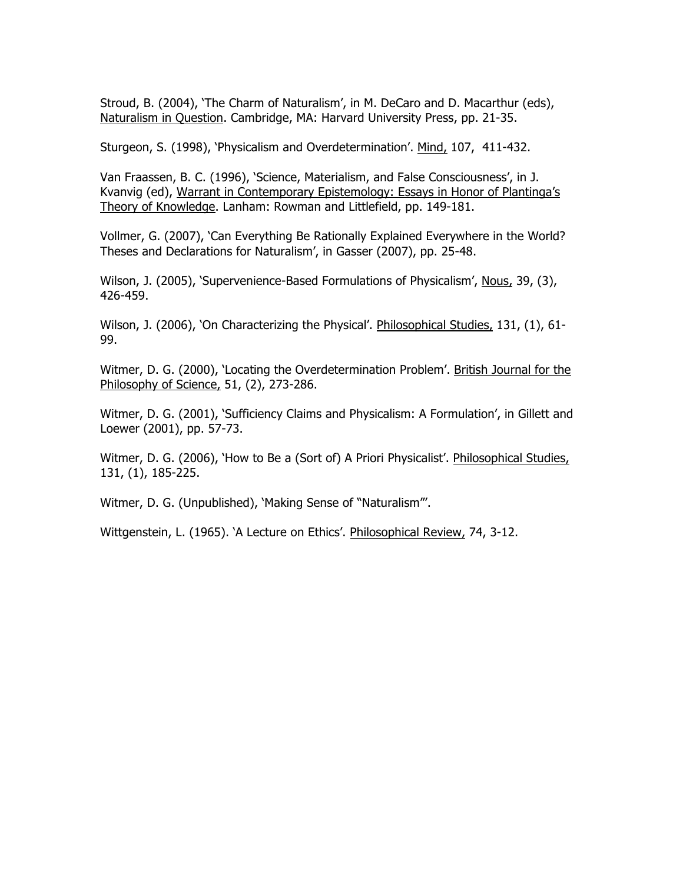Stroud, B. (2004), 'The Charm of Naturalism', in M. DeCaro and D. Macarthur (eds), Naturalism in Question. Cambridge, MA: Harvard University Press, pp. 21-35.

Sturgeon, S. (1998), 'Physicalism and Overdetermination'. Mind, 107, 411-432.

Van Fraassen, B. C. (1996), 'Science, Materialism, and False Consciousness', in J. Kvanvig (ed), Warrant in Contemporary Epistemology: Essays in Honor of Plantinga's Theory of Knowledge. Lanham: Rowman and Littlefield, pp. 149-181.

Vollmer, G. (2007), 'Can Everything Be Rationally Explained Everywhere in the World? Theses and Declarations for Naturalism', in Gasser (2007), pp. 25-48.

Wilson, J. (2005), 'Supervenience-Based Formulations of Physicalism', Nous, 39, (3), 426-459.

Wilson, J. (2006), 'On Characterizing the Physical'. Philosophical Studies, 131, (1), 61-99.

Witmer, D. G. (2000), 'Locating the Overdetermination Problem'. British Journal for the Philosophy of Science, 51, (2), 273-286.

Witmer, D. G. (2001), 'Sufficiency Claims and Physicalism: A Formulation', in Gillett and Loewer (2001), pp. 57-73.

Witmer, D. G. (2006), 'How to Be a (Sort of) A Priori Physicalist'. Philosophical Studies, 131, (1), 185-225.

Witmer, D. G. (Unpublished), 'Making Sense of "Naturalism"'.

Wittgenstein, L. (1965). 'A Lecture on Ethics'. Philosophical Review, 74, 3-12.